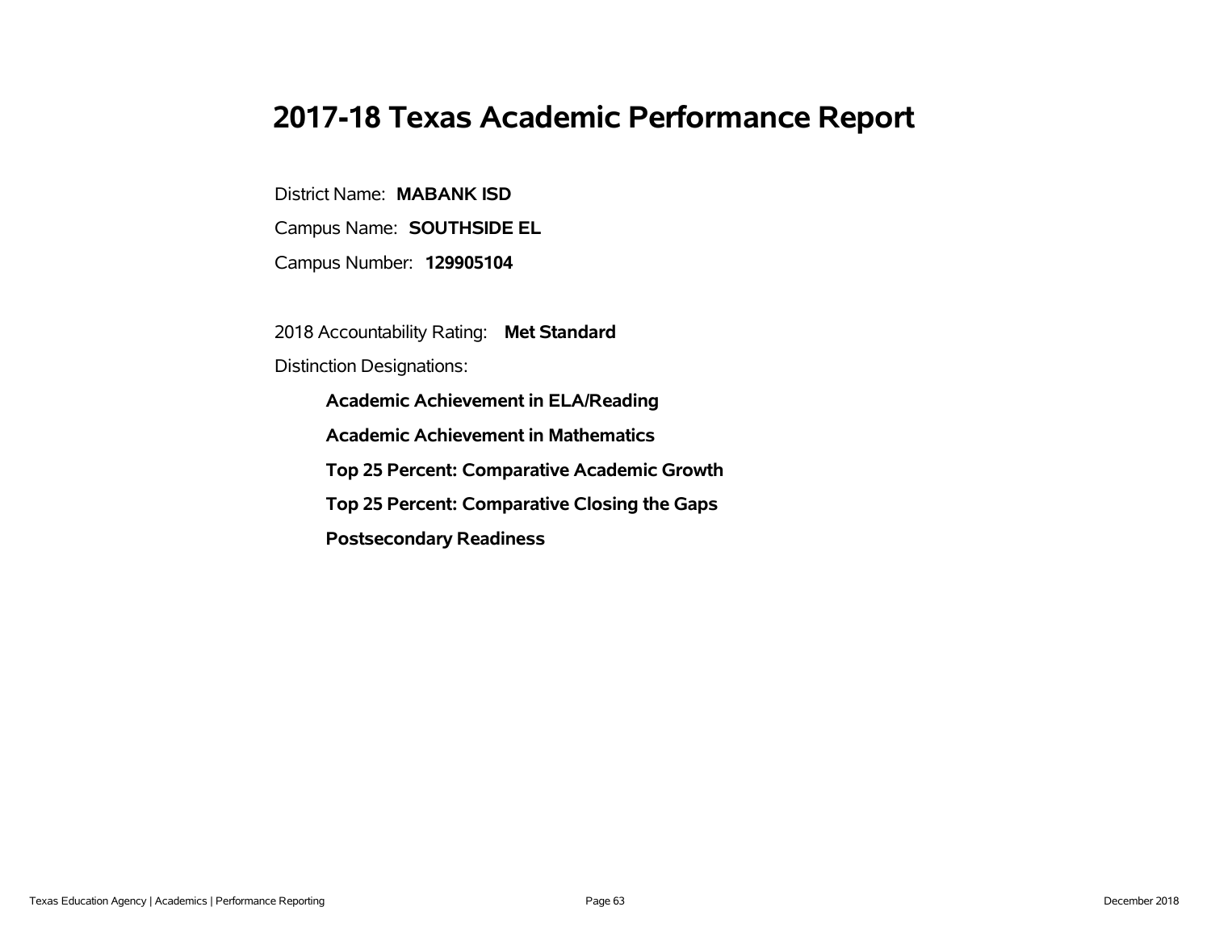# 2017-18 Texas Academic Performance Report

District Name: **MABANK ISD**

Campus Name: **SOUTHSIDE EL**

Campus Number: **129905104**

2018 Accountability Rating: **Met Standard**

Distinction Designations:

- **Academic Achievement in ELA/Reading**
- **Academic Achievement in Mathematics**
- **Top 25 Percent: Comparative Academic Growth**
- **Top 25 Percent: Comparative Closing the Gaps**
- **Postsecondary Readiness**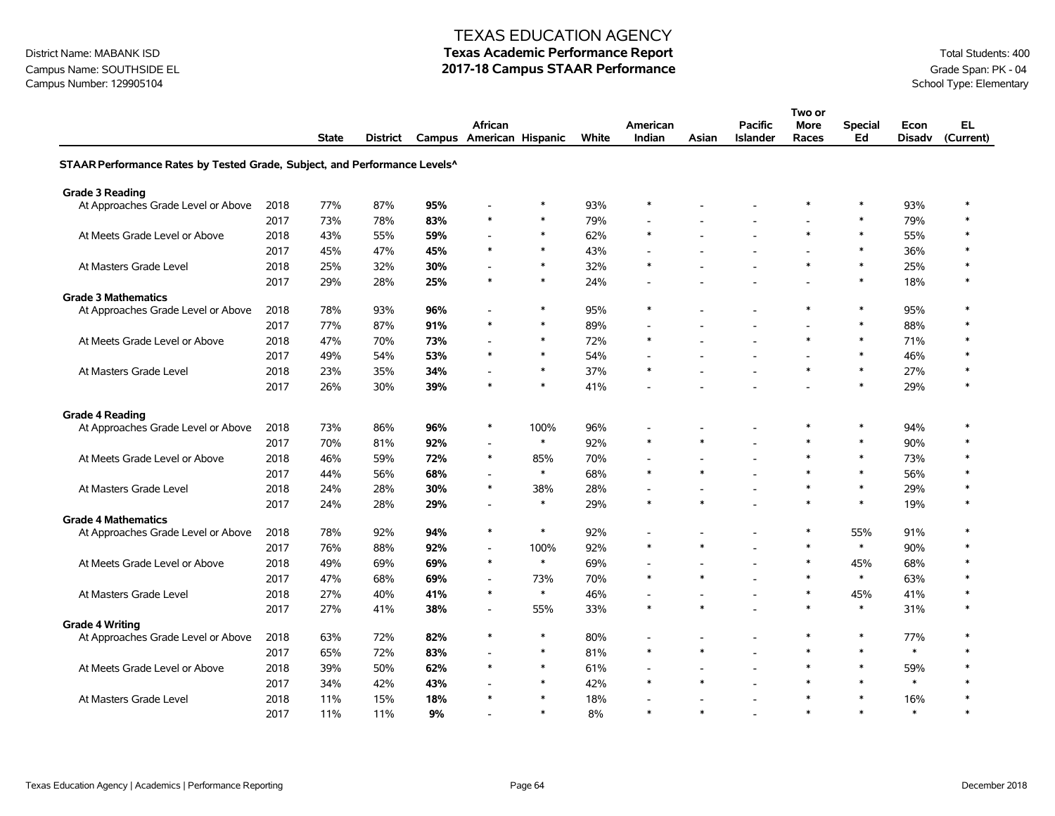# TEXAS EDUCATION AGENCY

District Name: MABANK ISD
Campus Name: SOUTHSIDE EL
Campus Number: 129905104

## Texas Academic Performance Report
## 2017-18 Campus STAAR Performance

Total Students: 400
Grade Span: PK - 04
School Type: Elementary

| | | State | District | Campus | African American | Hispanic | White | American Indian | Asian | Pacific Islander | Two or More Races | Special Ed | Econ Disadv | EL (Current) |
|---|---|---|---|---|---|---|---|---|---|---|---|---|---|---|
| **STAAR Performance Rates by Tested Grade, Subject, and Performance Levels^** | | | | | | | | | | | | | | |
| **Grade 3 Reading** | | | | | | | | | | | | | | |
| At Approaches Grade Level or Above | 2018 | 77% | 87% | **95%** | - | * | 93% | * | - | - | * | * | 93% | * |
| | 2017 | 73% | 78% | **83%** | * | * | 79% | - | - | - | - | * | 79% | * |
| At Meets Grade Level or Above | 2018 | 43% | 55% | **59%** | - | * | 62% | * | - | - | * | * | 55% | * |
| | 2017 | 45% | 47% | **45%** | * | * | 43% | - | - | - | - | * | 36% | * |
| At Masters Grade Level | 2018 | 25% | 32% | **30%** | - | * | 32% | * | - | - | * | * | 25% | * |
| | 2017 | 29% | 28% | **25%** | * | * | 24% | - | - | - | - | * | 18% | * |
| **Grade 3 Mathematics** | | | | | | | | | | | | | | |
| At Approaches Grade Level or Above | 2018 | 78% | 93% | **96%** | - | * | 95% | * | - | - | * | * | 95% | * |
| | 2017 | 77% | 87% | **91%** | * | * | 89% | - | - | - | - | * | 88% | * |
| At Meets Grade Level or Above | 2018 | 47% | 70% | **73%** | - | * | 72% | * | - | - | * | * | 71% | * |
| | 2017 | 49% | 54% | **53%** | * | * | 54% | - | - | - | - | * | 46% | * |
| At Masters Grade Level | 2018 | 23% | 35% | **34%** | - | * | 37% | * | - | - | * | * | 27% | * |
| | 2017 | 26% | 30% | **39%** | * | * | 41% | - | - | - | - | * | 29% | * |
| **Grade 4 Reading** | | | | | | | | | | | | | | |
| At Approaches Grade Level or Above | 2018 | 73% | 86% | **96%** | * | 100% | 96% | - | - | - | * | * | 94% | * |
| | 2017 | 70% | 81% | **92%** | - | * | 92% | * | * | - | * | * | 90% | * |
| At Meets Grade Level or Above | 2018 | 46% | 59% | **72%** | * | 85% | 70% | - | - | - | * | * | 73% | * |
| | 2017 | 44% | 56% | **68%** | - | * | 68% | * | * | - | * | * | 56% | * |
| At Masters Grade Level | 2018 | 24% | 28% | **30%** | * | 38% | 28% | - | - | - | * | * | 29% | * |
| | 2017 | 24% | 28% | **29%** | - | * | 29% | * | * | - | * | * | 19% | * |
| **Grade 4 Mathematics** | | | | | | | | | | | | | | |
| At Approaches Grade Level or Above | 2018 | 78% | 92% | **94%** | * | * | 92% | - | - | - | * | 55% | 91% | * |
| | 2017 | 76% | 88% | **92%** | - | 100% | 92% | * | * | - | * | * | 90% | * |
| At Meets Grade Level or Above | 2018 | 49% | 69% | **69%** | * | * | 69% | - | - | - | * | 45% | 68% | * |
| | 2017 | 47% | 68% | **69%** | - | 73% | 70% | * | * | - | * | * | 63% | * |
| At Masters Grade Level | 2018 | 27% | 40% | **41%** | * | * | 46% | - | - | - | * | 45% | 41% | * |
| | 2017 | 27% | 41% | **38%** | - | 55% | 33% | * | * | - | * | * | 31% | * |
| **Grade 4 Writing** | | | | | | | | | | | | | | |
| At Approaches Grade Level or Above | 2018 | 63% | 72% | **82%** | * | * | 80% | - | - | - | * | * | 77% | * |
| | 2017 | 65% | 72% | **83%** | - | * | 81% | * | * | - | * | * | * | * |
| At Meets Grade Level or Above | 2018 | 39% | 50% | **62%** | * | * | 61% | - | - | - | * | * | 59% | * |
| | 2017 | 34% | 42% | **43%** | - | * | 42% | * | * | - | * | * | * | * |
| At Masters Grade Level | 2018 | 11% | 15% | **18%** | * | * | 18% | - | - | - | * | * | 16% | * |
| | 2017 | 11% | 11% | **9%** | - | * | 8% | * | * | - | * | * | * | * |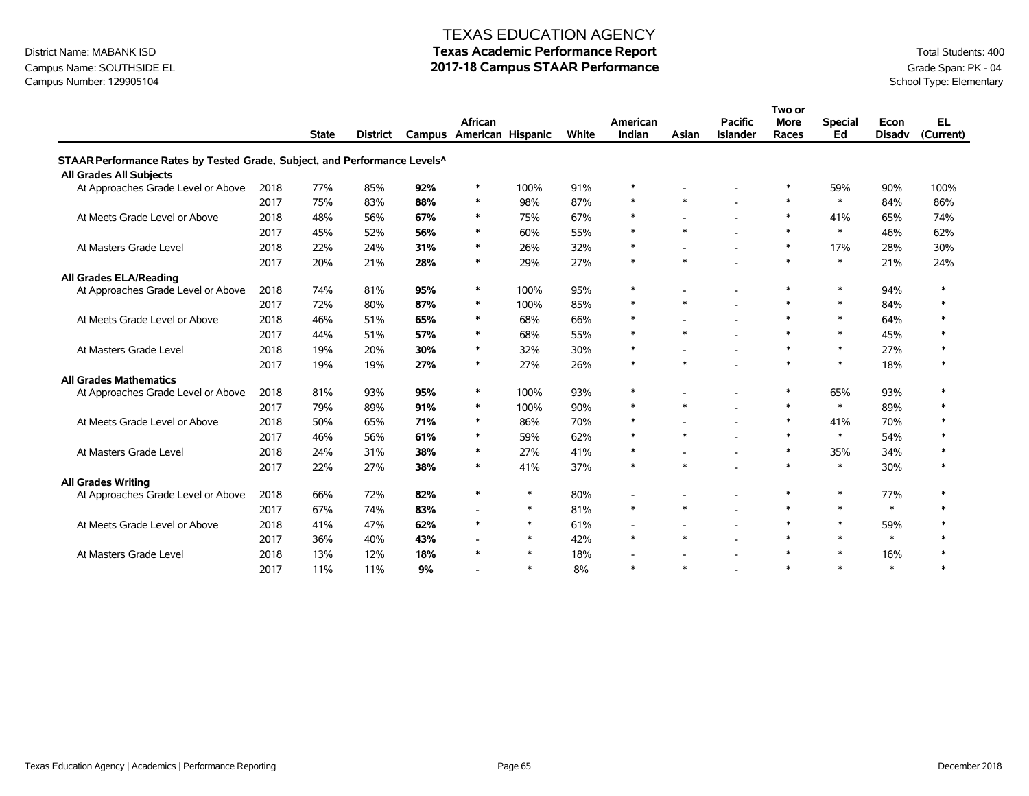# TEXAS EDUCATION AGENCY

## Texas Academic Performance Report

## 2017-18 Campus STAAR Performance

District Name: MABANK ISD
Campus Name: SOUTHSIDE EL
Campus Number: 129905104

Total Students: 400
Grade Span: PK - 04
School Type: Elementary

| | | State | District | Campus | African American | Hispanic | White | American Indian | Asian | Pacific Islander | Two or More Races | Special Ed | Econ Disadv | EL (Current) |
|---|---|---|---|---|---|---|---|---|---|---|---|---|---|---|
| **STAAR Performance Rates by Tested Grade, Subject, and Performance Levels^** | | | | | | | | | | | | | | |
| **All Grades All Subjects** | | | | | | | | | | | | | | |
| At Approaches Grade Level or Above | 2018 | 77% | 85% | **92%** | * | 100% | 91% | * | - | - | * | 59% | 90% | 100% |
| | 2017 | 75% | 83% | **88%** | * | 98% | 87% | * | * | - | * | * | 84% | 86% |
| At Meets Grade Level or Above | 2018 | 48% | 56% | **67%** | * | 75% | 67% | * | - | - | * | 41% | 65% | 74% |
| | 2017 | 45% | 52% | **56%** | * | 60% | 55% | * | * | - | * | * | 46% | 62% |
| At Masters Grade Level | 2018 | 22% | 24% | **31%** | * | 26% | 32% | * | - | - | * | 17% | 28% | 30% |
| | 2017 | 20% | 21% | **28%** | * | 29% | 27% | * | * | - | * | * | 21% | 24% |
| **All Grades ELA/Reading** | | | | | | | | | | | | | | |
| At Approaches Grade Level or Above | 2018 | 74% | 81% | **95%** | * | 100% | 95% | * | - | - | * | * | 94% | * |
| | 2017 | 72% | 80% | **87%** | * | 100% | 85% | * | * | - | * | * | 84% | * |
| At Meets Grade Level or Above | 2018 | 46% | 51% | **65%** | * | 68% | 66% | * | - | - | * | * | 64% | * |
| | 2017 | 44% | 51% | **57%** | * | 68% | 55% | * | * | - | * | * | 45% | * |
| At Masters Grade Level | 2018 | 19% | 20% | **30%** | * | 32% | 30% | * | - | - | * | * | 27% | * |
| | 2017 | 19% | 19% | **27%** | * | 27% | 26% | * | * | - | * | * | 18% | * |
| **All Grades Mathematics** | | | | | | | | | | | | | | |
| At Approaches Grade Level or Above | 2018 | 81% | 93% | **95%** | * | 100% | 93% | * | - | - | * | 65% | 93% | * |
| | 2017 | 79% | 89% | **91%** | * | 100% | 90% | * | * | - | * | * | 89% | * |
| At Meets Grade Level or Above | 2018 | 50% | 65% | **71%** | * | 86% | 70% | * | - | - | * | 41% | 70% | * |
| | 2017 | 46% | 56% | **61%** | * | 59% | 62% | * | * | - | * | * | 54% | * |
| At Masters Grade Level | 2018 | 24% | 31% | **38%** | * | 27% | 41% | * | - | - | * | 35% | 34% | * |
| | 2017 | 22% | 27% | **38%** | * | 41% | 37% | * | * | - | * | * | 30% | * |
| **All Grades Writing** | | | | | | | | | | | | | | |
| At Approaches Grade Level or Above | 2018 | 66% | 72% | **82%** | * | * | 80% | - | - | - | * | * | 77% | * |
| | 2017 | 67% | 74% | **83%** | - | * | 81% | * | * | - | * | * | * | * |
| At Meets Grade Level or Above | 2018 | 41% | 47% | **62%** | * | * | 61% | - | - | - | * | * | 59% | * |
| | 2017 | 36% | 40% | **43%** | - | * | 42% | * | * | - | * | * | * | * |
| At Masters Grade Level | 2018 | 13% | 12% | **18%** | * | * | 18% | - | - | - | * | * | 16% | * |
| | 2017 | 11% | 11% | **9%** | - | * | 8% | * | * | - | * | * | * | * |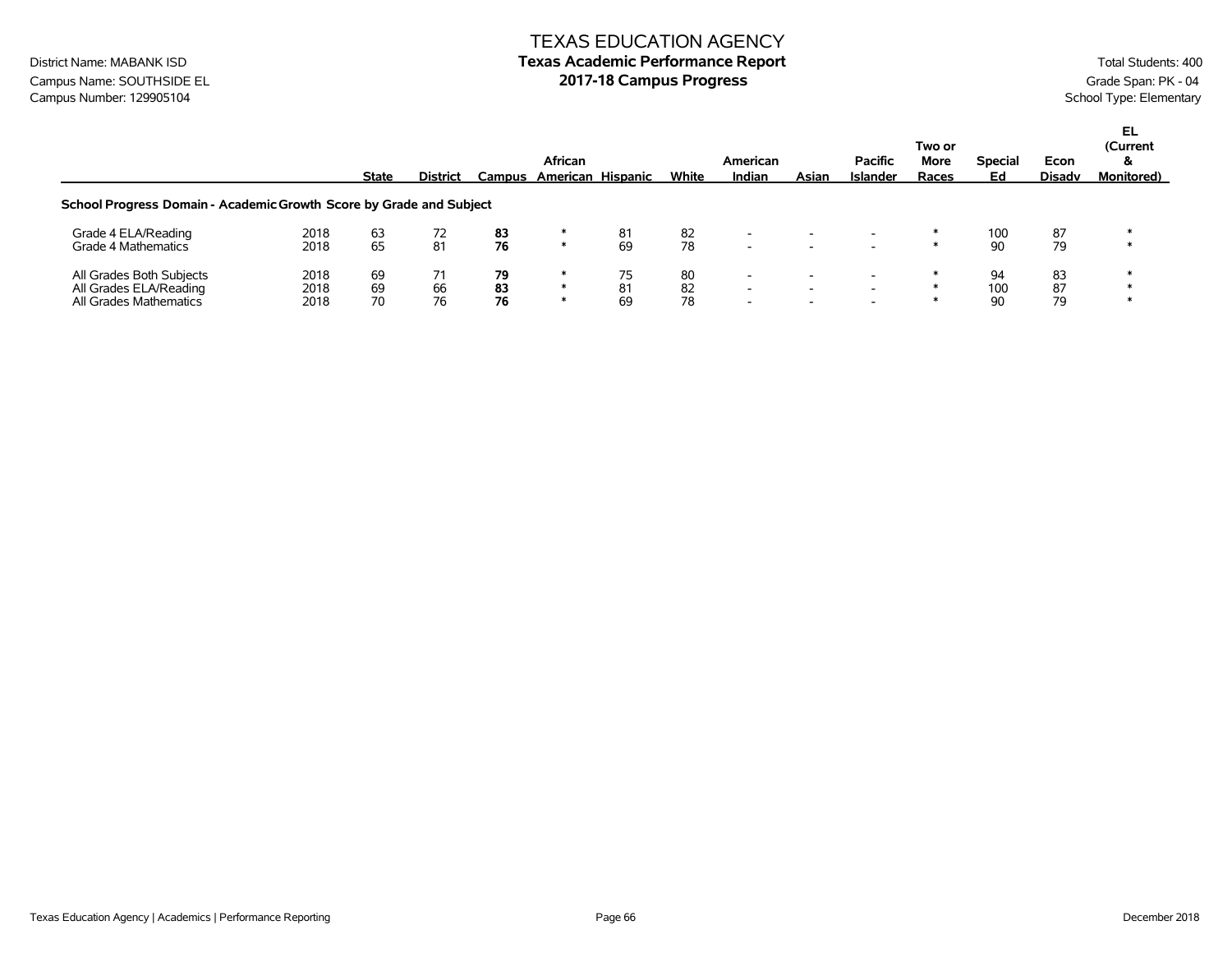# TEXAS EDUCATION AGENCY

## Texas Academic Performance Report

## 2017-18 Campus Progress

District Name: MABANK ISD
Campus Name: SOUTHSIDE EL
Campus Number: 129905104

Total Students: 400
Grade Span: PK - 04
School Type: Elementary

| | | State | District | Campus | African American | Hispanic | White | American Indian | Asian | Pacific Islander | Two or More Races | Special Ed | Econ Disadv | EL (Current & Monitored) |
|---|---|---|---|---|---|---|---|---|---|---|---|---|---|---|
| **School Progress Domain - Academic Growth Score by Grade and Subject** | | | | | | | | | | | | | | |
| Grade 4 ELA/Reading | 2018 | 63 | 72 | **83** | * | 81 | 82 | - | - | - | * | 100 | 87 | * |
| Grade 4 Mathematics | 2018 | 65 | 81 | **76** | * | 69 | 78 | - | - | - | * | 90 | 79 | * |
| All Grades Both Subjects | 2018 | 69 | 71 | **79** | * | 75 | 80 | - | - | - | * | 94 | 83 | * |
| All Grades ELA/Reading | 2018 | 69 | 66 | **83** | * | 81 | 82 | - | - | - | * | 100 | 87 | * |
| All Grades Mathematics | 2018 | 70 | 76 | **76** | * | 69 | 78 | - | - | - | * | 90 | 79 | * |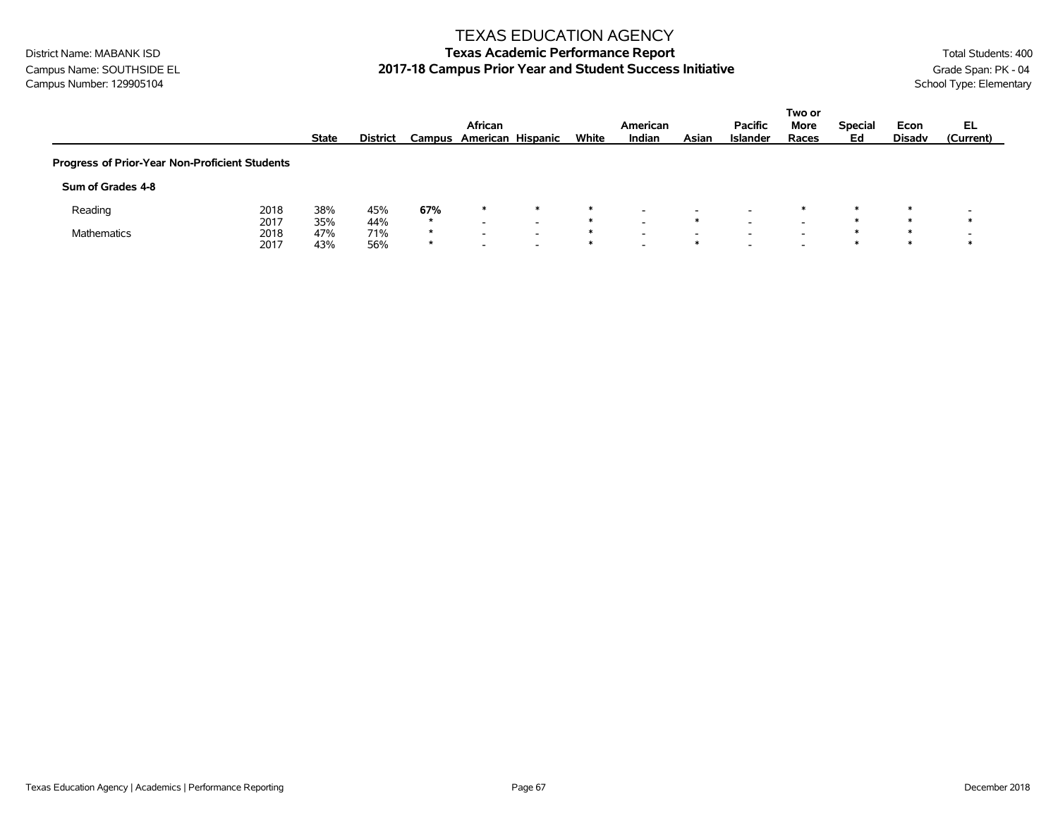# TEXAS EDUCATION AGENCY

## Texas Academic Performance Report

## 2017-18 Campus Prior Year and Student Success Initiative

District Name: MABANK ISD
Campus Name: SOUTHSIDE EL
Campus Number: 129905104

Total Students: 400
Grade Span: PK - 04
School Type: Elementary

| | | State | District | Campus | African American | Hispanic | White | American Indian | Asian | Pacific Islander | Two or More Races | Special Ed | Econ Disadv | EL (Current) |
|---|---|---|---|---|---|---|---|---|---|---|---|---|---|---|
| **Progress of Prior-Year Non-Proficient Students** | | | | | | | | | | | | | | |
| **Sum of Grades 4-8** | | | | | | | | | | | | | | |
| Reading | 2018 | 38% | 45% | **67%** | * | * | * | - | - | - | * | * | * | - |
| | 2017 | 35% | 44% | * | - | - | * | - | * | - | - | * | * | * |
| Mathematics | 2018 | 47% | 71% | * | - | - | * | - | - | - | - | * | * | - |
| | 2017 | 43% | 56% | * | - | - | * | - | * | - | - | * | * | * |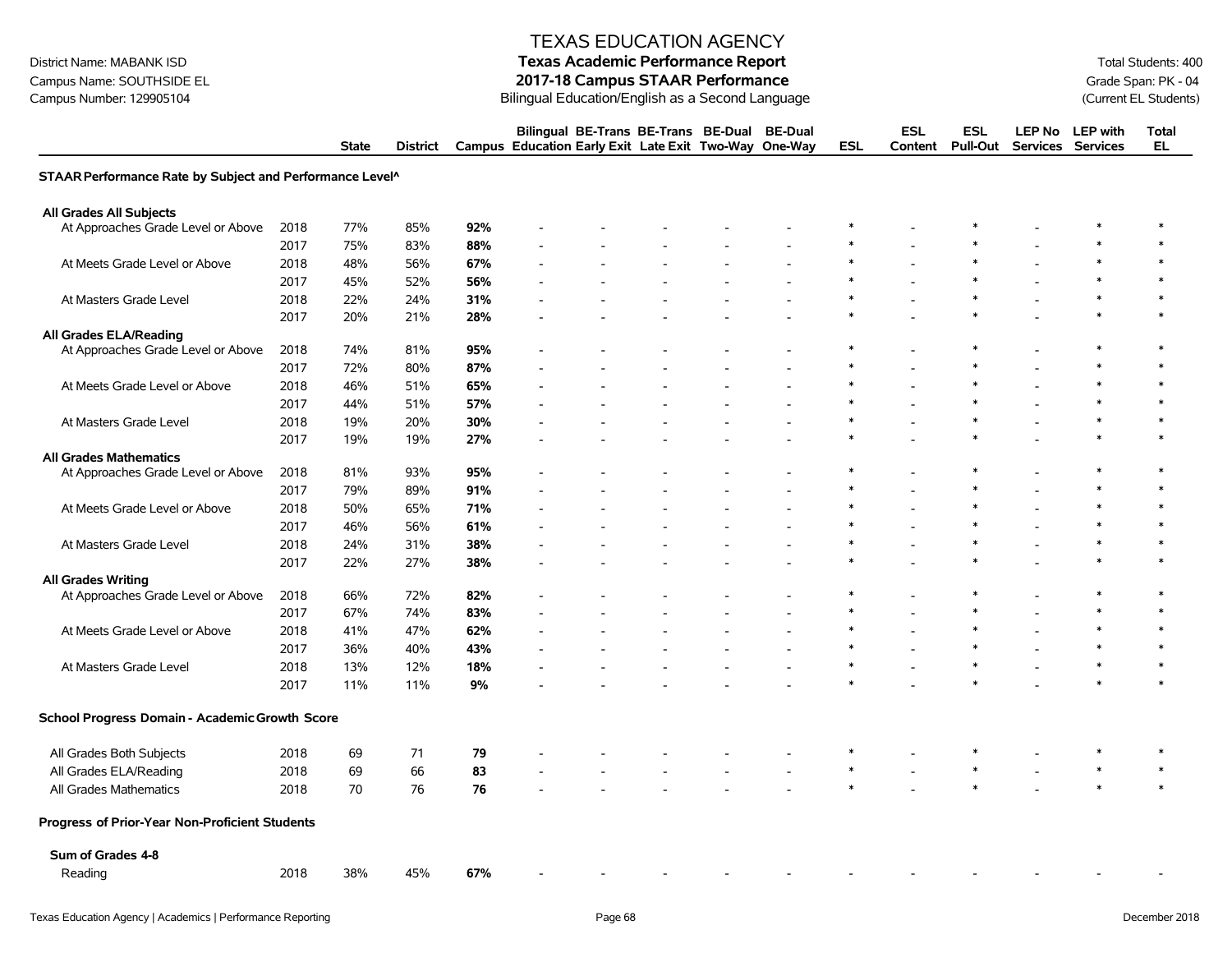# TEXAS EDUCATION AGENCY

## Texas Academic Performance Report

## 2017-18 Campus STAAR Performance

Bilingual Education/English as a Second Language

District Name: MABANK ISD
Campus Name: SOUTHSIDE EL
Campus Number: 129905104

Total Students: 400
Grade Span: PK - 04
(Current EL Students)

| | | State | District | Campus | Bilingual Education | BE-Trans Early Exit | BE-Trans Late Exit | BE-Dual Two-Way | BE-Dual One-Way | ESL | ESL Content | ESL Pull-Out | LEP No Services | LEP with Services | Total EL |
|---|---|---|---|---|---|---|---|---|---|---|---|---|---|---|---|
| **STAAR Performance Rate by Subject and Performance Level^** | | | | | | | | | | | | | | | |
| **All Grades All Subjects** | | | | | | | | | | | | | | | |
| At Approaches Grade Level or Above | 2018 | 77% | 85% | **92%** | - | - | - | - | - | * | - | * | - | * | * |
| | 2017 | 75% | 83% | **88%** | - | - | - | - | - | * | - | * | - | * | * |
| At Meets Grade Level or Above | 2018 | 48% | 56% | **67%** | - | - | - | - | - | * | - | * | - | * | * |
| | 2017 | 45% | 52% | **56%** | - | - | - | - | - | * | - | * | - | * | * |
| At Masters Grade Level | 2018 | 22% | 24% | **31%** | - | - | - | - | - | * | - | * | - | * | * |
| | 2017 | 20% | 21% | **28%** | - | - | - | - | - | * | - | * | - | * | * |
| **All Grades ELA/Reading** | | | | | | | | | | | | | | | |
| At Approaches Grade Level or Above | 2018 | 74% | 81% | **95%** | - | - | - | - | - | * | - | * | - | * | * |
| | 2017 | 72% | 80% | **87%** | - | - | - | - | - | * | - | * | - | * | * |
| At Meets Grade Level or Above | 2018 | 46% | 51% | **65%** | - | - | - | - | - | * | - | * | - | * | * |
| | 2017 | 44% | 51% | **57%** | - | - | - | - | - | * | - | * | - | * | * |
| At Masters Grade Level | 2018 | 19% | 20% | **30%** | - | - | - | - | - | * | - | * | - | * | * |
| | 2017 | 19% | 19% | **27%** | - | - | - | - | - | * | - | * | - | * | * |
| **All Grades Mathematics** | | | | | | | | | | | | | | | |
| At Approaches Grade Level or Above | 2018 | 81% | 93% | **95%** | - | - | - | - | - | * | - | * | - | * | * |
| | 2017 | 79% | 89% | **91%** | - | - | - | - | - | * | - | * | - | * | * |
| At Meets Grade Level or Above | 2018 | 50% | 65% | **71%** | - | - | - | - | - | * | - | * | - | * | * |
| | 2017 | 46% | 56% | **61%** | - | - | - | - | - | * | - | * | - | * | * |
| At Masters Grade Level | 2018 | 24% | 31% | **38%** | - | - | - | - | - | * | - | * | - | * | * |
| | 2017 | 22% | 27% | **38%** | - | - | - | - | - | * | - | * | - | * | * |
| **All Grades Writing** | | | | | | | | | | | | | | | |
| At Approaches Grade Level or Above | 2018 | 66% | 72% | **82%** | - | - | - | - | - | * | - | * | - | * | * |
| | 2017 | 67% | 74% | **83%** | - | - | - | - | - | * | - | * | - | * | * |
| At Meets Grade Level or Above | 2018 | 41% | 47% | **62%** | - | - | - | - | - | * | - | * | - | * | * |
| | 2017 | 36% | 40% | **43%** | - | - | - | - | - | * | - | * | - | * | * |
| At Masters Grade Level | 2018 | 13% | 12% | **18%** | - | - | - | - | - | * | - | * | - | * | * |
| | 2017 | 11% | 11% | **9%** | - | - | - | - | - | * | - | * | - | * | * |
| **School Progress Domain - Academic Growth Score** | | | | | | | | | | | | | | | |
| All Grades Both Subjects | 2018 | 69 | 71 | **79** | - | - | - | - | - | * | - | * | - | * | * |
| All Grades ELA/Reading | 2018 | 69 | 66 | **83** | - | - | - | - | - | * | - | * | - | * | * |
| All Grades Mathematics | 2018 | 70 | 76 | **76** | - | - | - | - | - | * | - | * | - | * | * |
| **Progress of Prior-Year Non-Proficient Students** | | | | | | | | | | | | | | | |
| **Sum of Grades 4-8** | | | | | | | | | | | | | | | |
| Reading | 2018 | 38% | 45% | **67%** | - | - | - | - | - | - | - | - | - | - | - |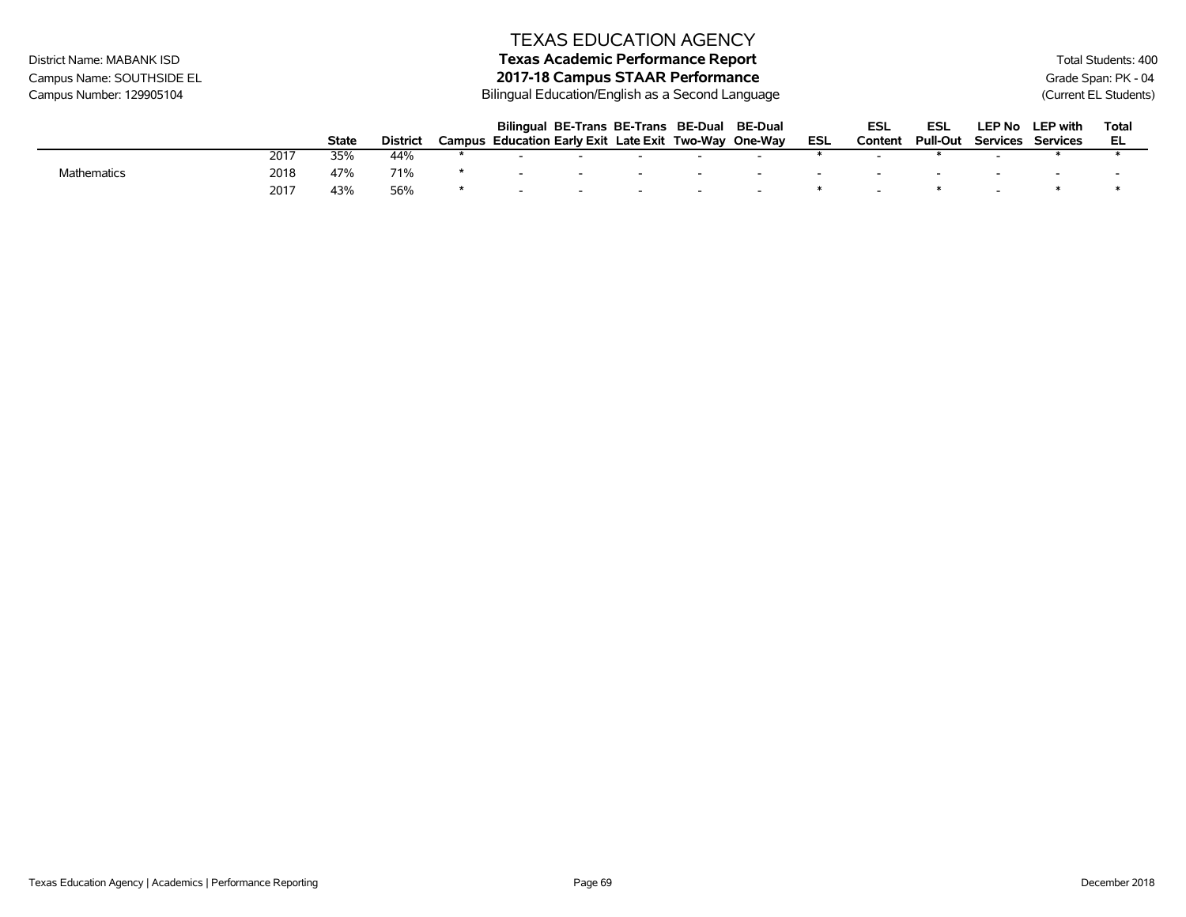TEXAS EDUCATION AGENCY

District Name: MABANK ISD

Campus Name: SOUTHSIDE EL

Campus Number: 129905104

**Texas Academic Performance Report**

**2017-18 Campus STAAR Performance**

Bilingual Education/English as a Second Language

Total Students: 400

Grade Span: PK - 04

(Current EL Students)

| | | State | District | Campus | Bilingual Education | BE-Trans Early Exit | BE-Trans Late Exit | BE-Dual Two-Way | BE-Dual One-Way | ESL | ESL Content | ESL Pull-Out | LEP No Services | LEP with Services | Total EL |
|---|---|---|---|---|---|---|---|---|---|---|---|---|---|---|---|
| | 2017 | 35% | 44% | * | - | - | - | - | - | * | - | * | - | * | * |
| Mathematics | 2018 | 47% | 71% | * | - | - | - | - | - | - | - | - | - | - | - |
| | 2017 | 43% | 56% | * | - | - | - | - | - | * | - | * | - | * | * |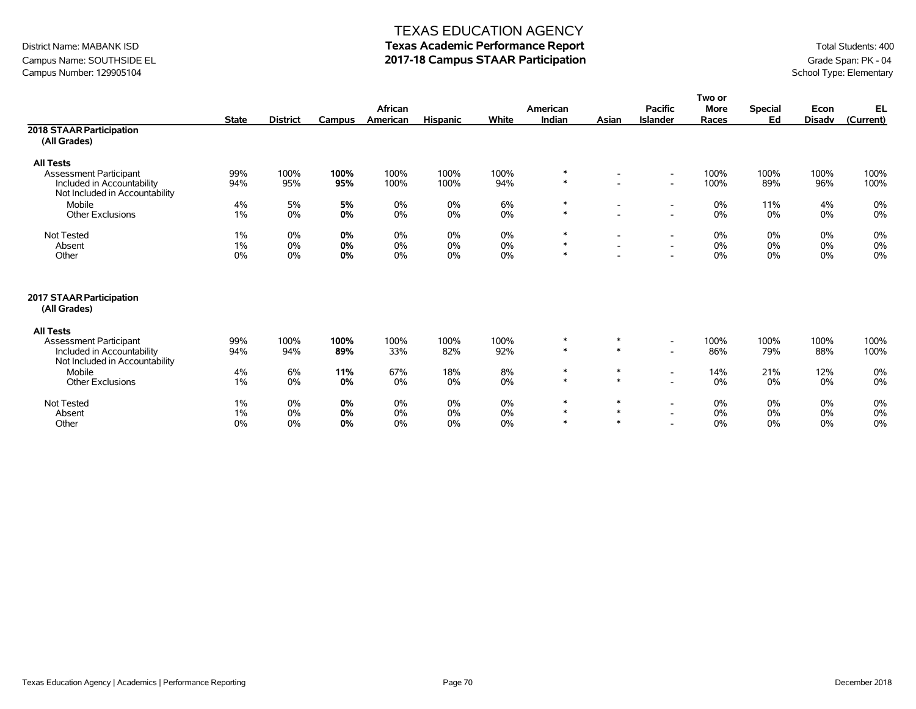# TEXAS EDUCATION AGENCY

District Name: MABANK ISD
Campus Name: SOUTHSIDE EL
Campus Number: 129905104

## Texas Academic Performance Report
## 2017-18 Campus STAAR Participation

Total Students: 400
Grade Span: PK - 04
School Type: Elementary

| | State | District | Campus | African American | Hispanic | White | American Indian | Asian | Pacific Islander | Two or More Races | Special Ed | Econ Disadv | EL (Current) |
|---|---|---|---|---|---|---|---|---|---|---|---|---|---|
| **2018 STAAR Participation (All Grades)** | | | | | | | | | | | | | |
| **All Tests** | | | | | | | | | | | | | |
| Assessment Participant | 99% | 100% | **100%** | 100% | 100% | 100% | * | - | - | 100% | 100% | 100% | 100% |
| Included in Accountability | 94% | 95% | **95%** | 100% | 100% | 94% | * | - | - | 100% | 89% | 96% | 100% |
| Not Included in Accountability | | | | | | | | | | | | | |
| Mobile | 4% | 5% | **5%** | 0% | 0% | 6% | * | - | - | 0% | 11% | 4% | 0% |
| Other Exclusions | 1% | 0% | **0%** | 0% | 0% | 0% | * | - | - | 0% | 0% | 0% | 0% |
| Not Tested | 1% | 0% | **0%** | 0% | 0% | 0% | * | - | - | 0% | 0% | 0% | 0% |
| Absent | 1% | 0% | **0%** | 0% | 0% | 0% | * | - | - | 0% | 0% | 0% | 0% |
| Other | 0% | 0% | **0%** | 0% | 0% | 0% | * | - | - | 0% | 0% | 0% | 0% |
| **2017 STAAR Participation (All Grades)** | | | | | | | | | | | | | |
| **All Tests** | | | | | | | | | | | | | |
| Assessment Participant | 99% | 100% | **100%** | 100% | 100% | 100% | * | * | - | 100% | 100% | 100% | 100% |
| Included in Accountability | 94% | 94% | **89%** | 33% | 82% | 92% | * | * | - | 86% | 79% | 88% | 100% |
| Not Included in Accountability | | | | | | | | | | | | | |
| Mobile | 4% | 6% | **11%** | 67% | 18% | 8% | * | * | - | 14% | 21% | 12% | 0% |
| Other Exclusions | 1% | 0% | **0%** | 0% | 0% | 0% | * | * | - | 0% | 0% | 0% | 0% |
| Not Tested | 1% | 0% | **0%** | 0% | 0% | 0% | * | * | - | 0% | 0% | 0% | 0% |
| Absent | 1% | 0% | **0%** | 0% | 0% | 0% | * | * | - | 0% | 0% | 0% | 0% |
| Other | 0% | 0% | **0%** | 0% | 0% | 0% | * | * | - | 0% | 0% | 0% | 0% |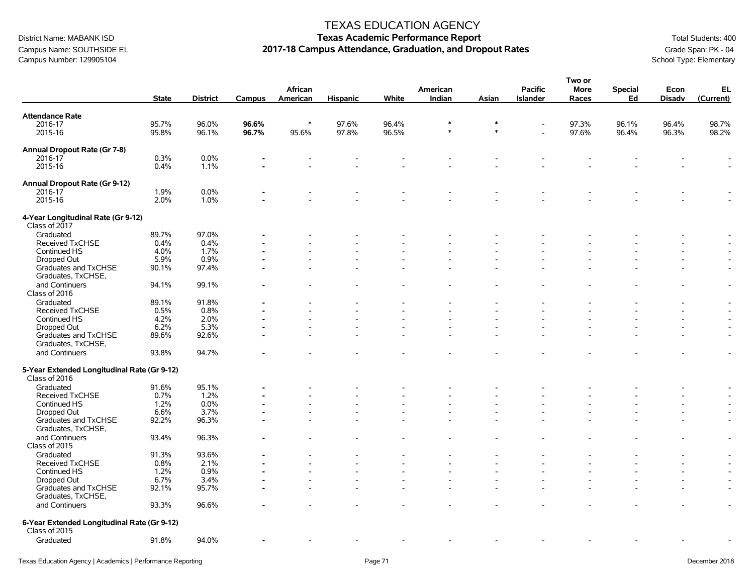# TEXAS EDUCATION AGENCY

## Texas Academic Performance Report

## 2017-18 Campus Attendance, Graduation, and Dropout Rates

District Name: MABANK ISD
Campus Name: SOUTHSIDE EL
Campus Number: 129905104

Total Students: 400
Grade Span: PK - 04
School Type: Elementary

| | State | District | Campus | African American | Hispanic | White | American Indian | Asian | Pacific Islander | Two or More Races | Special Ed | Econ Disadv | EL (Current) |
|---|---|---|---|---|---|---|---|---|---|---|---|---|---|
| **Attendance Rate** | | | | | | | | | | | | | |
| 2016-17 | 95.7% | 96.0% | **96.6%** | * | 97.6% | 96.4% | * | * | - | 97.3% | 96.1% | 96.4% | 98.7% |
| 2015-16 | 95.8% | 96.1% | **96.7%** | 95.6% | 97.8% | 96.5% | * | * | - | 97.6% | 96.4% | 96.3% | 98.2% |
| **Annual Dropout Rate (Gr 7-8)** | | | | | | | | | | | | | |
| 2016-17 | 0.3% | 0.0% | **-** | - | - | - | - | - | - | - | - | - | - |
| 2015-16 | 0.4% | 1.1% | **-** | - | - | - | - | - | - | - | - | - | - |
| **Annual Dropout Rate (Gr 9-12)** | | | | | | | | | | | | | |
| 2016-17 | 1.9% | 0.0% | **-** | - | - | - | - | - | - | - | - | - | - |
| 2015-16 | 2.0% | 1.0% | **-** | - | - | - | - | - | - | - | - | - | - |
| **4-Year Longitudinal Rate (Gr 9-12)** | | | | | | | | | | | | | |
| Class of 2017 | | | | | | | | | | | | | |
| Graduated | 89.7% | 97.0% | **-** | - | - | - | - | - | - | - | - | - | - |
| Received TxCHSE | 0.4% | 0.4% | **-** | - | - | - | - | - | - | - | - | - | - |
| Continued HS | 4.0% | 1.7% | **-** | - | - | - | - | - | - | - | - | - | - |
| Dropped Out | 5.9% | 0.9% | **-** | - | - | - | - | - | - | - | - | - | - |
| Graduates and TxCHSE | 90.1% | 97.4% | **-** | - | - | - | - | - | - | - | - | - | - |
| Graduates, TxCHSE, and Continuers | 94.1% | 99.1% | **-** | - | - | - | - | - | - | - | - | - | - |
| Class of 2016 | | | | | | | | | | | | | |
| Graduated | 89.1% | 91.8% | **-** | - | - | - | - | - | - | - | - | - | - |
| Received TxCHSE | 0.5% | 0.8% | **-** | - | - | - | - | - | - | - | - | - | - |
| Continued HS | 4.2% | 2.0% | **-** | - | - | - | - | - | - | - | - | - | - |
| Dropped Out | 6.2% | 5.3% | **-** | - | - | - | - | - | - | - | - | - | - |
| Graduates and TxCHSE | 89.6% | 92.6% | **-** | - | - | - | - | - | - | - | - | - | - |
| Graduates, TxCHSE, and Continuers | 93.8% | 94.7% | **-** | - | - | - | - | - | - | - | - | - | - |
| **5-Year Extended Longitudinal Rate (Gr 9-12)** | | | | | | | | | | | | | |
| Class of 2016 | | | | | | | | | | | | | |
| Graduated | 91.6% | 95.1% | **-** | - | - | - | - | - | - | - | - | - | - |
| Received TxCHSE | 0.7% | 1.2% | **-** | - | - | - | - | - | - | - | - | - | - |
| Continued HS | 1.2% | 0.0% | **-** | - | - | - | - | - | - | - | - | - | - |
| Dropped Out | 6.6% | 3.7% | **-** | - | - | - | - | - | - | - | - | - | - |
| Graduates and TxCHSE | 92.2% | 96.3% | **-** | - | - | - | - | - | - | - | - | - | - |
| Graduates, TxCHSE, and Continuers | 93.4% | 96.3% | **-** | - | - | - | - | - | - | - | - | - | - |
| Class of 2015 | | | | | | | | | | | | | |
| Graduated | 91.3% | 93.6% | **-** | - | - | - | - | - | - | - | - | - | - |
| Received TxCHSE | 0.8% | 2.1% | **-** | - | - | - | - | - | - | - | - | - | - |
| Continued HS | 1.2% | 0.9% | **-** | - | - | - | - | - | - | - | - | - | - |
| Dropped Out | 6.7% | 3.4% | **-** | - | - | - | - | - | - | - | - | - | - |
| Graduates and TxCHSE | 92.1% | 95.7% | **-** | - | - | - | - | - | - | - | - | - | - |
| Graduates, TxCHSE, and Continuers | 93.3% | 96.6% | **-** | - | - | - | - | - | - | - | - | - | - |
| **6-Year Extended Longitudinal Rate (Gr 9-12)** | | | | | | | | | | | | | |
| Class of 2015 | | | | | | | | | | | | | |
| Graduated | 91.8% | 94.0% | **-** | - | - | - | - | - | - | - | - | - | - |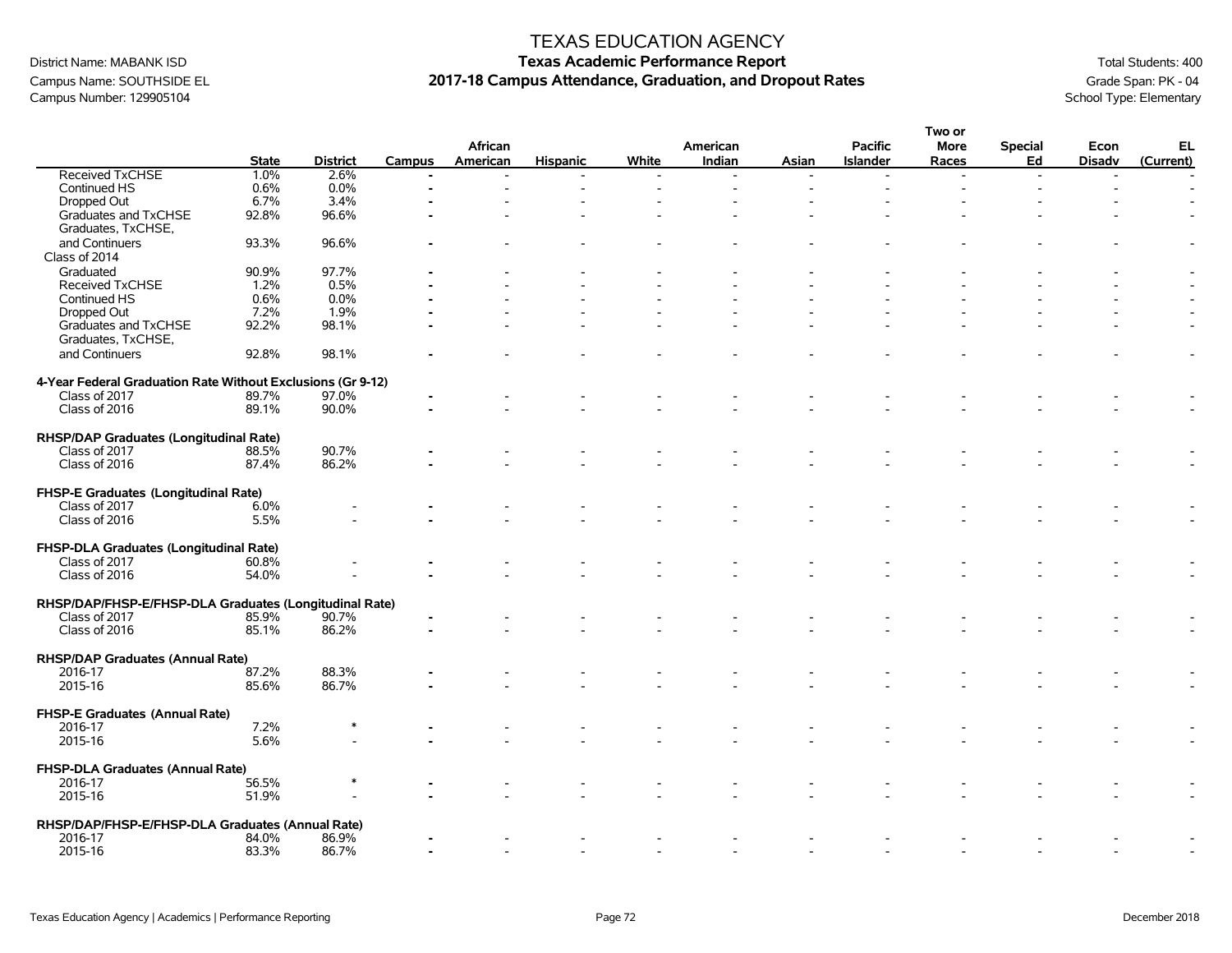# TEXAS EDUCATION AGENCY

## Texas Academic Performance Report

## 2017-18 Campus Attendance, Graduation, and Dropout Rates

District Name: MABANK ISD
Campus Name: SOUTHSIDE EL
Campus Number: 129905104

Total Students: 400
Grade Span: PK - 04
School Type: Elementary

| | State | District | Campus | African American | Hispanic | White | American Indian | Asian | Pacific Islander | Two or More Races | Special Ed | Econ Disadv | EL (Current) |
|---|---|---|---|---|---|---|---|---|---|---|---|---|---|
| Received TxCHSE | 1.0% | 2.6% | - | - | - | - | - | - | - | - | - | - | - |
| Continued HS | 0.6% | 0.0% | - | - | - | - | - | - | - | - | - | - | - |
| Dropped Out | 6.7% | 3.4% | - | - | - | - | - | - | - | - | - | - | - |
| Graduates and TxCHSE | 92.8% | 96.6% | - | - | - | - | - | - | - | - | - | - | - |
| Graduates, TxCHSE, and Continuers | 93.3% | 96.6% | - | - | - | - | - | - | - | - | - | - | - |
| Class of 2014 | | | | | | | | | | | | | |
| Graduated | 90.9% | 97.7% | - | - | - | - | - | - | - | - | - | - | - |
| Received TxCHSE | 1.2% | 0.5% | - | - | - | - | - | - | - | - | - | - | - |
| Continued HS | 0.6% | 0.0% | - | - | - | - | - | - | - | - | - | - | - |
| Dropped Out | 7.2% | 1.9% | - | - | - | - | - | - | - | - | - | - | - |
| Graduates and TxCHSE | 92.2% | 98.1% | - | - | - | - | - | - | - | - | - | - | - |
| Graduates, TxCHSE, and Continuers | 92.8% | 98.1% | - | - | - | - | - | - | - | - | - | - | - |
| **4-Year Federal Graduation Rate Without Exclusions (Gr 9-12)** | | | | | | | | | | | | | |
| Class of 2017 | 89.7% | 97.0% | - | - | - | - | - | - | - | - | - | - | - |
| Class of 2016 | 89.1% | 90.0% | - | - | - | - | - | - | - | - | - | - | - |
| **RHSP/DAP Graduates (Longitudinal Rate)** | | | | | | | | | | | | | |
| Class of 2017 | 88.5% | 90.7% | - | - | - | - | - | - | - | - | - | - | - |
| Class of 2016 | 87.4% | 86.2% | - | - | - | - | - | - | - | - | - | - | - |
| **FHSP-E Graduates (Longitudinal Rate)** | | | | | | | | | | | | | |
| Class of 2017 | 6.0% | - | - | - | - | - | - | - | - | - | - | - | - |
| Class of 2016 | 5.5% | - | - | - | - | - | - | - | - | - | - | - | - |
| **FHSP-DLA Graduates (Longitudinal Rate)** | | | | | | | | | | | | | |
| Class of 2017 | 60.8% | - | - | - | - | - | - | - | - | - | - | - | - |
| Class of 2016 | 54.0% | - | - | - | - | - | - | - | - | - | - | - | - |
| **RHSP/DAP/FHSP-E/FHSP-DLA Graduates (Longitudinal Rate)** | | | | | | | | | | | | | |
| Class of 2017 | 85.9% | 90.7% | - | - | - | - | - | - | - | - | - | - | - |
| Class of 2016 | 85.1% | 86.2% | - | - | - | - | - | - | - | - | - | - | - |
| **RHSP/DAP Graduates (Annual Rate)** | | | | | | | | | | | | | |
| 2016-17 | 87.2% | 88.3% | - | - | - | - | - | - | - | - | - | - | - |
| 2015-16 | 85.6% | 86.7% | - | - | - | - | - | - | - | - | - | - | - |
| **FHSP-E Graduates (Annual Rate)** | | | | | | | | | | | | | |
| 2016-17 | 7.2% | * | - | - | - | - | - | - | - | - | - | - | - |
| 2015-16 | 5.6% | - | - | - | - | - | - | - | - | - | - | - | - |
| **FHSP-DLA Graduates (Annual Rate)** | | | | | | | | | | | | | |
| 2016-17 | 56.5% | * | - | - | - | - | - | - | - | - | - | - | - |
| 2015-16 | 51.9% | - | - | - | - | - | - | - | - | - | - | - | - |
| **RHSP/DAP/FHSP-E/FHSP-DLA Graduates (Annual Rate)** | | | | | | | | | | | | | |
| 2016-17 | 84.0% | 86.9% | - | - | - | - | - | - | - | - | - | - | - |
| 2015-16 | 83.3% | 86.7% | - | - | - | - | - | - | - | - | - | - | - |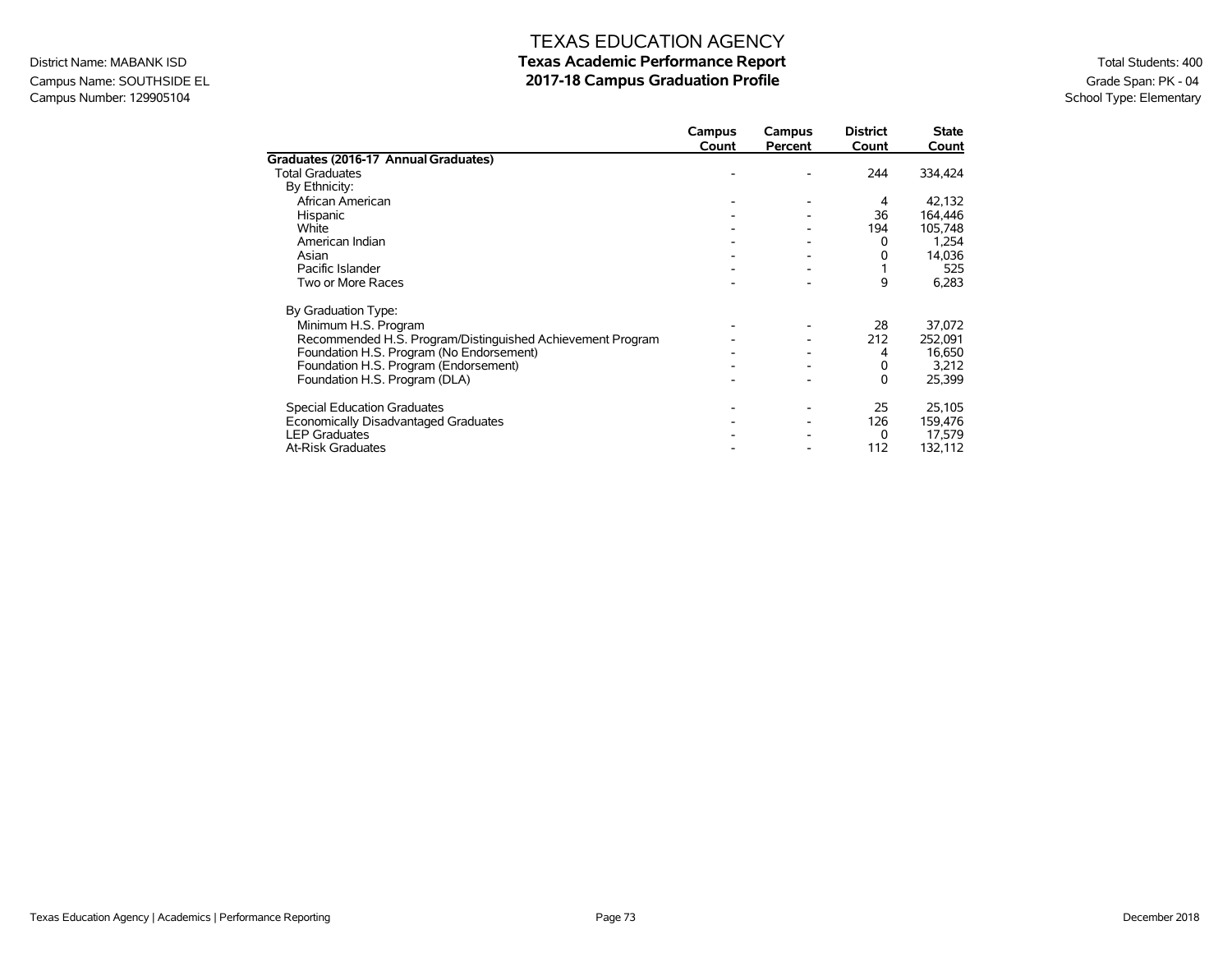# TEXAS EDUCATION AGENCY
## Texas Academic Performance Report
## 2017-18 Campus Graduation Profile

District Name: MABANK ISD
Campus Name: SOUTHSIDE EL
Campus Number: 129905104

Total Students: 400
Grade Span: PK - 04
School Type: Elementary

| | Campus Count | Campus Percent | District Count | State Count |
|---|---|---|---|---|
| **Graduates (2016-17 Annual Graduates)** | | | | |
| Total Graduates | - | - | 244 | 334,424 |
| By Ethnicity: | | | | |
| African American | - | - | 4 | 42,132 |
| Hispanic | - | - | 36 | 164,446 |
| White | - | - | 194 | 105,748 |
| American Indian | - | - | 0 | 1,254 |
| Asian | - | - | 0 | 14,036 |
| Pacific Islander | - | - | 1 | 525 |
| Two or More Races | - | - | 9 | 6,283 |
| By Graduation Type: | | | | |
| Minimum H.S. Program | - | - | 28 | 37,072 |
| Recommended H.S. Program/Distinguished Achievement Program | - | - | 212 | 252,091 |
| Foundation H.S. Program (No Endorsement) | - | - | 4 | 16,650 |
| Foundation H.S. Program (Endorsement) | - | - | 0 | 3,212 |
| Foundation H.S. Program (DLA) | - | - | 0 | 25,399 |
| Special Education Graduates | - | - | 25 | 25,105 |
| Economically Disadvantaged Graduates | - | - | 126 | 159,476 |
| LEP Graduates | - | - | 0 | 17,579 |
| At-Risk Graduates | - | - | 112 | 132,112 |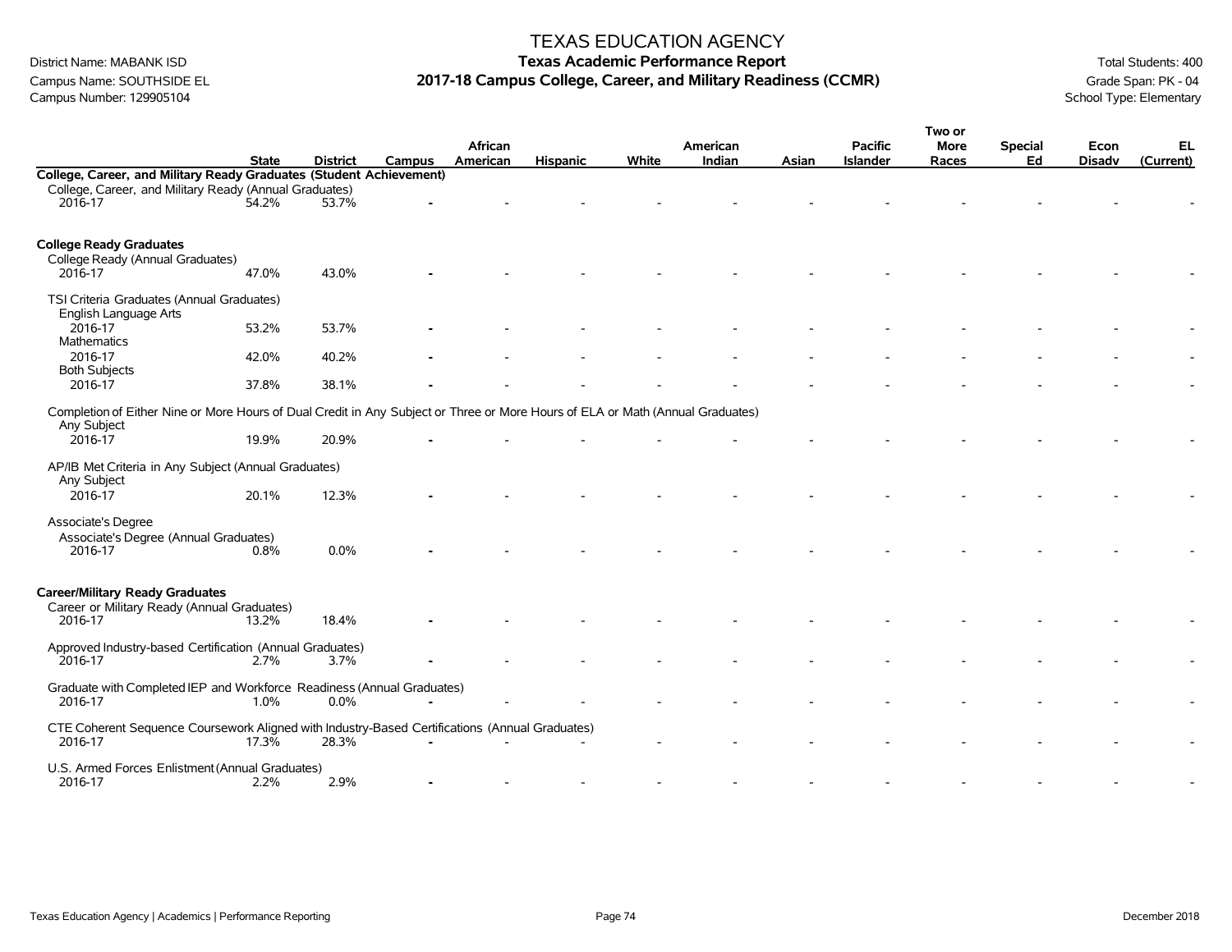# TEXAS EDUCATION AGENCY

## Texas Academic Performance Report

## 2017-18 Campus College, Career, and Military Readiness (CCMR)

District Name: MABANK ISD
Campus Name: SOUTHSIDE EL
Campus Number: 129905104

Total Students: 400
Grade Span: PK - 04
School Type: Elementary

| | State | District | Campus | African American | Hispanic | White | American Indian | Asian | Pacific Islander | Two or More Races | Special Ed | Econ Disadv | EL (Current) |
|---|---|---|---|---|---|---|---|---|---|---|---|---|---|
| **College, Career, and Military Ready Graduates (Student Achievement)** | | | | | | | | | | | | | |
| College, Career, and Military Ready (Annual Graduates) | | | | | | | | | | | | | |
| 2016-17 | 54.2% | 53.7% | - | - | - | - | - | - | - | - | - | - | - |
| **College Ready Graduates** | | | | | | | | | | | | | |
| College Ready (Annual Graduates) | | | | | | | | | | | | | |
| 2016-17 | 47.0% | 43.0% | - | - | - | - | - | - | - | - | - | - | - |
| TSI Criteria Graduates (Annual Graduates) | | | | | | | | | | | | | |
| English Language Arts | | | | | | | | | | | | | |
| 2016-17 | 53.2% | 53.7% | - | - | - | - | - | - | - | - | - | - | - |
| Mathematics | | | | | | | | | | | | | |
| 2016-17 | 42.0% | 40.2% | - | - | - | - | - | - | - | - | - | - | - |
| Both Subjects | | | | | | | | | | | | | |
| 2016-17 | 37.8% | 38.1% | - | - | - | - | - | - | - | - | - | - | - |
| Completion of Either Nine or More Hours of Dual Credit in Any Subject or Three or More Hours of ELA or Math (Annual Graduates) | | | | | | | | | | | | | |
| Any Subject | | | | | | | | | | | | | |
| 2016-17 | 19.9% | 20.9% | - | - | - | - | - | - | - | - | - | - | - |
| AP/IB Met Criteria in Any Subject (Annual Graduates) | | | | | | | | | | | | | |
| Any Subject | | | | | | | | | | | | | |
| 2016-17 | 20.1% | 12.3% | - | - | - | - | - | - | - | - | - | - | - |
| Associate's Degree | | | | | | | | | | | | | |
| Associate's Degree (Annual Graduates) | | | | | | | | | | | | | |
| 2016-17 | 0.8% | 0.0% | - | - | - | - | - | - | - | - | - | - | - |
| **Career/Military Ready Graduates** | | | | | | | | | | | | | |
| Career or Military Ready (Annual Graduates) | | | | | | | | | | | | | |
| 2016-17 | 13.2% | 18.4% | - | - | - | - | - | - | - | - | - | - | - |
| Approved Industry-based Certification (Annual Graduates) | | | | | | | | | | | | | |
| 2016-17 | 2.7% | 3.7% | - | - | - | - | - | - | - | - | - | - | - |
| Graduate with Completed IEP and Workforce Readiness (Annual Graduates) | | | | | | | | | | | | | |
| 2016-17 | 1.0% | 0.0% | - | - | - | - | - | - | - | - | - | - | - |
| CTE Coherent Sequence Coursework Aligned with Industry-Based Certifications (Annual Graduates) | | | | | | | | | | | | | |
| 2016-17 | 17.3% | 28.3% | - | - | - | - | - | - | - | - | - | - | - |
| U.S. Armed Forces Enlistment (Annual Graduates) | | | | | | | | | | | | | |
| 2016-17 | 2.2% | 2.9% | - | - | - | - | - | - | - | - | - | - | - |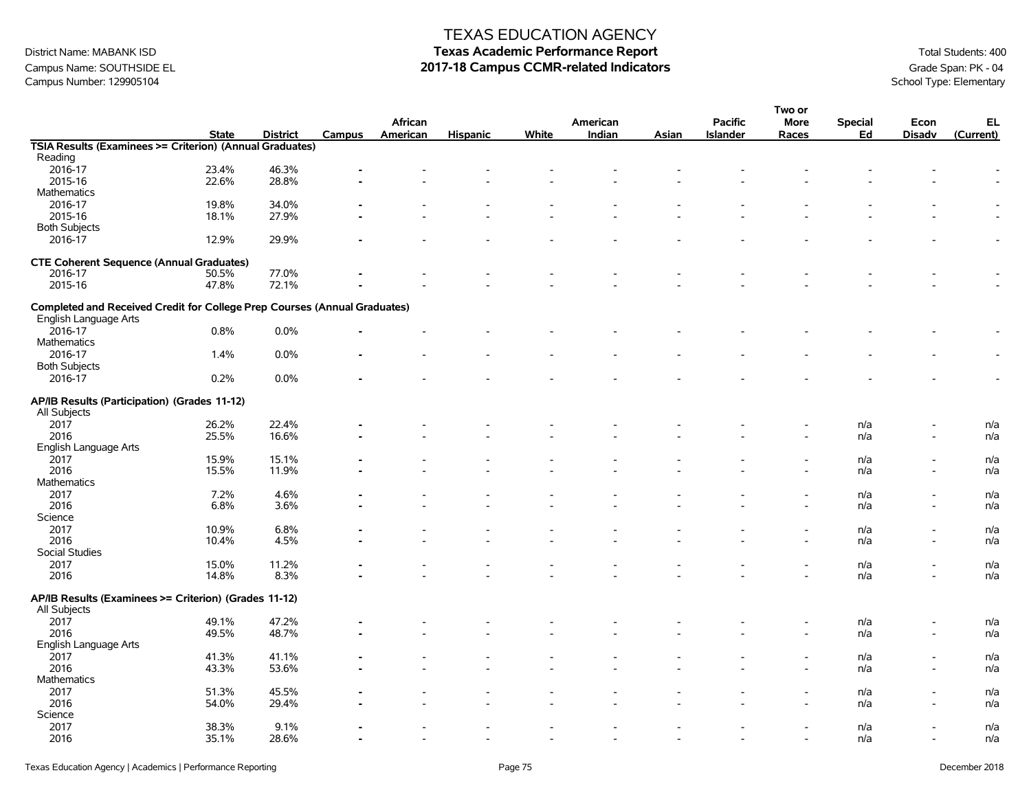# TEXAS EDUCATION AGENCY

District Name: MABANK ISD
Campus Name: SOUTHSIDE EL
Campus Number: 129905104

**Texas Academic Performance Report**
**2017-18 Campus CCMR-related Indicators**

Total Students: 400
Grade Span: PK - 04
School Type: Elementary

| | State | District | Campus | African American | Hispanic | White | American Indian | Asian | Pacific Islander | Two or More Races | Special Ed | Econ Disadv | EL (Current) |
|---|---|---|---|---|---|---|---|---|---|---|---|---|---|
| **TSIA Results (Examinees >= Criterion) (Annual Graduates)** | | | | | | | | | | | | | |
| Reading | | | | | | | | | | | | | |
| 2016-17 | 23.4% | 46.3% | - | - | - | - | - | - | - | - | - | - | - |
| 2015-16 | 22.6% | 28.8% | - | - | - | - | - | - | - | - | - | - | - |
| Mathematics | | | | | | | | | | | | | |
| 2016-17 | 19.8% | 34.0% | - | - | - | - | - | - | - | - | - | - | - |
| 2015-16 | 18.1% | 27.9% | - | - | - | - | - | - | - | - | - | - | - |
| Both Subjects | | | | | | | | | | | | | |
| 2016-17 | 12.9% | 29.9% | - | - | - | - | - | - | - | - | - | - | - |
| **CTE Coherent Sequence (Annual Graduates)** | | | | | | | | | | | | | |
| 2016-17 | 50.5% | 77.0% | - | - | - | - | - | - | - | - | - | - | - |
| 2015-16 | 47.8% | 72.1% | - | - | - | - | - | - | - | - | - | - | - |
| **Completed and Received Credit for College Prep Courses (Annual Graduates)** | | | | | | | | | | | | | |
| English Language Arts | | | | | | | | | | | | | |
| 2016-17 | 0.8% | 0.0% | - | - | - | - | - | - | - | - | - | - | - |
| Mathematics | | | | | | | | | | | | | |
| 2016-17 | 1.4% | 0.0% | - | - | - | - | - | - | - | - | - | - | - |
| Both Subjects | | | | | | | | | | | | | |
| 2016-17 | 0.2% | 0.0% | - | - | - | - | - | - | - | - | - | - | - |
| **AP/IB Results (Participation) (Grades 11-12)** | | | | | | | | | | | | | |
| All Subjects | | | | | | | | | | | | | |
| 2017 | 26.2% | 22.4% | - | - | - | - | - | - | - | - | n/a | - | n/a |
| 2016 | 25.5% | 16.6% | - | - | - | - | - | - | - | - | n/a | - | n/a |
| English Language Arts | | | | | | | | | | | | | |
| 2017 | 15.9% | 15.1% | - | - | - | - | - | - | - | - | n/a | - | n/a |
| 2016 | 15.5% | 11.9% | - | - | - | - | - | - | - | - | n/a | - | n/a |
| Mathematics | | | | | | | | | | | | | |
| 2017 | 7.2% | 4.6% | - | - | - | - | - | - | - | - | n/a | - | n/a |
| 2016 | 6.8% | 3.6% | - | - | - | - | - | - | - | - | n/a | - | n/a |
| Science | | | | | | | | | | | | | |
| 2017 | 10.9% | 6.8% | - | - | - | - | - | - | - | - | n/a | - | n/a |
| 2016 | 10.4% | 4.5% | - | - | - | - | - | - | - | - | n/a | - | n/a |
| Social Studies | | | | | | | | | | | | | |
| 2017 | 15.0% | 11.2% | - | - | - | - | - | - | - | - | n/a | - | n/a |
| 2016 | 14.8% | 8.3% | - | - | - | - | - | - | - | - | n/a | - | n/a |
| **AP/IB Results (Examinees >= Criterion) (Grades 11-12)** | | | | | | | | | | | | | |
| All Subjects | | | | | | | | | | | | | |
| 2017 | 49.1% | 47.2% | - | - | - | - | - | - | - | - | n/a | - | n/a |
| 2016 | 49.5% | 48.7% | - | - | - | - | - | - | - | - | n/a | - | n/a |
| English Language Arts | | | | | | | | | | | | | |
| 2017 | 41.3% | 41.1% | - | - | - | - | - | - | - | - | n/a | - | n/a |
| 2016 | 43.3% | 53.6% | - | - | - | - | - | - | - | - | n/a | - | n/a |
| Mathematics | | | | | | | | | | | | | |
| 2017 | 51.3% | 45.5% | - | - | - | - | - | - | - | - | n/a | - | n/a |
| 2016 | 54.0% | 29.4% | - | - | - | - | - | - | - | - | n/a | - | n/a |
| Science | | | | | | | | | | | | | |
| 2017 | 38.3% | 9.1% | - | - | - | - | - | - | - | - | n/a | - | n/a |
| 2016 | 35.1% | 28.6% | - | - | - | - | - | - | - | - | n/a | - | n/a |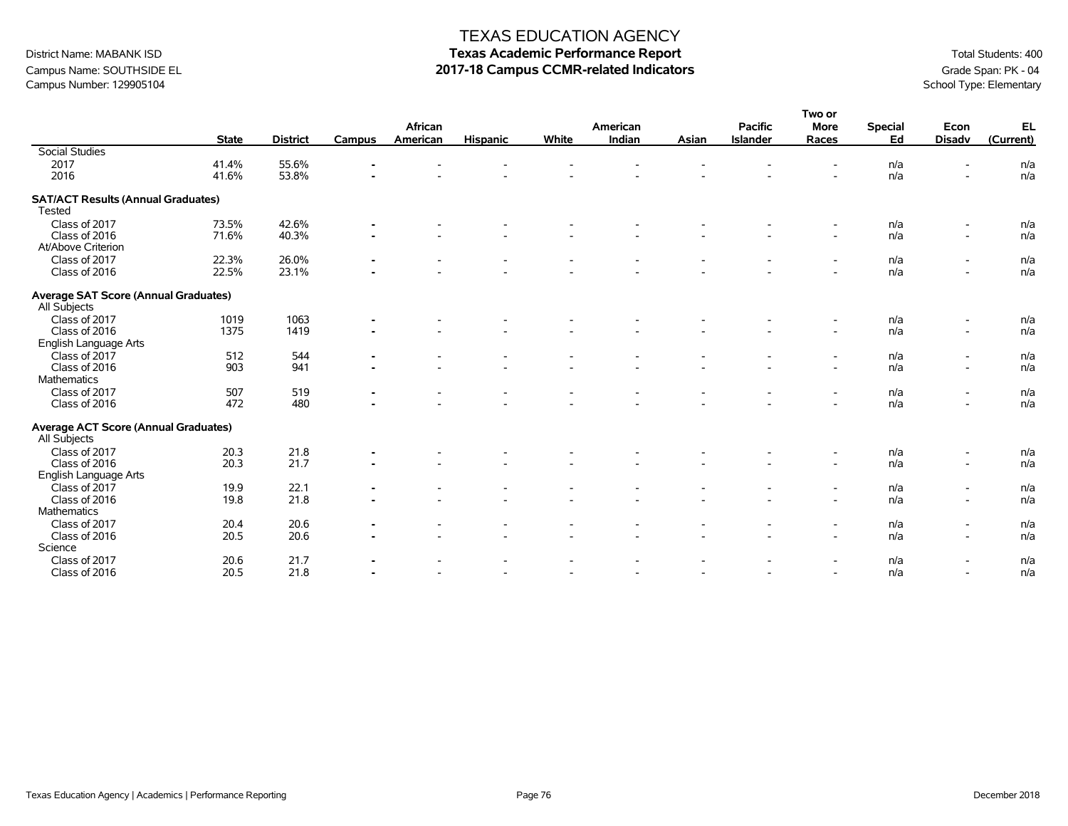# TEXAS EDUCATION AGENCY

## Texas Academic Performance Report

## 2017-18 Campus CCMR-related Indicators

District Name: MABANK ISD
Campus Name: SOUTHSIDE EL
Campus Number: 129905104

Total Students: 400
Grade Span: PK - 04
School Type: Elementary

| | State | District | Campus | African American | Hispanic | White | American Indian | Asian | Pacific Islander | Two or More Races | Special Ed | Econ Disadv | EL (Current) |
|---|---|---|---|---|---|---|---|---|---|---|---|---|---|
| Social Studies | | | | | | | | | | | | | |
| 2017 | 41.4% | 55.6% | - | - | - | - | - | - | - | - | n/a | - | n/a |
| 2016 | 41.6% | 53.8% | - | - | - | - | - | - | - | - | n/a | - | n/a |
| **SAT/ACT Results (Annual Graduates)** | | | | | | | | | | | | | |
| Tested | | | | | | | | | | | | | |
| Class of 2017 | 73.5% | 42.6% | - | - | - | - | - | - | - | - | n/a | - | n/a |
| Class of 2016 | 71.6% | 40.3% | - | - | - | - | - | - | - | - | n/a | - | n/a |
| At/Above Criterion | | | | | | | | | | | | | |
| Class of 2017 | 22.3% | 26.0% | - | - | - | - | - | - | - | - | n/a | - | n/a |
| Class of 2016 | 22.5% | 23.1% | - | - | - | - | - | - | - | - | n/a | - | n/a |
| **Average SAT Score (Annual Graduates)** | | | | | | | | | | | | | |
| All Subjects | | | | | | | | | | | | | |
| Class of 2017 | 1019 | 1063 | - | - | - | - | - | - | - | - | n/a | - | n/a |
| Class of 2016 | 1375 | 1419 | - | - | - | - | - | - | - | - | n/a | - | n/a |
| English Language Arts | | | | | | | | | | | | | |
| Class of 2017 | 512 | 544 | - | - | - | - | - | - | - | - | n/a | - | n/a |
| Class of 2016 | 903 | 941 | - | - | - | - | - | - | - | - | n/a | - | n/a |
| Mathematics | | | | | | | | | | | | | |
| Class of 2017 | 507 | 519 | - | - | - | - | - | - | - | - | n/a | - | n/a |
| Class of 2016 | 472 | 480 | - | - | - | - | - | - | - | - | n/a | - | n/a |
| **Average ACT Score (Annual Graduates)** | | | | | | | | | | | | | |
| All Subjects | | | | | | | | | | | | | |
| Class of 2017 | 20.3 | 21.8 | - | - | - | - | - | - | - | - | n/a | - | n/a |
| Class of 2016 | 20.3 | 21.7 | - | - | - | - | - | - | - | - | n/a | - | n/a |
| English Language Arts | | | | | | | | | | | | | |
| Class of 2017 | 19.9 | 22.1 | - | - | - | - | - | - | - | - | n/a | - | n/a |
| Class of 2016 | 19.8 | 21.8 | - | - | - | - | - | - | - | - | n/a | - | n/a |
| Mathematics | | | | | | | | | | | | | |
| Class of 2017 | 20.4 | 20.6 | - | - | - | - | - | - | - | - | n/a | - | n/a |
| Class of 2016 | 20.5 | 20.6 | - | - | - | - | - | - | - | - | n/a | - | n/a |
| Science | | | | | | | | | | | | | |
| Class of 2017 | 20.6 | 21.7 | - | - | - | - | - | - | - | - | n/a | - | n/a |
| Class of 2016 | 20.5 | 21.8 | - | - | - | - | - | - | - | - | n/a | - | n/a |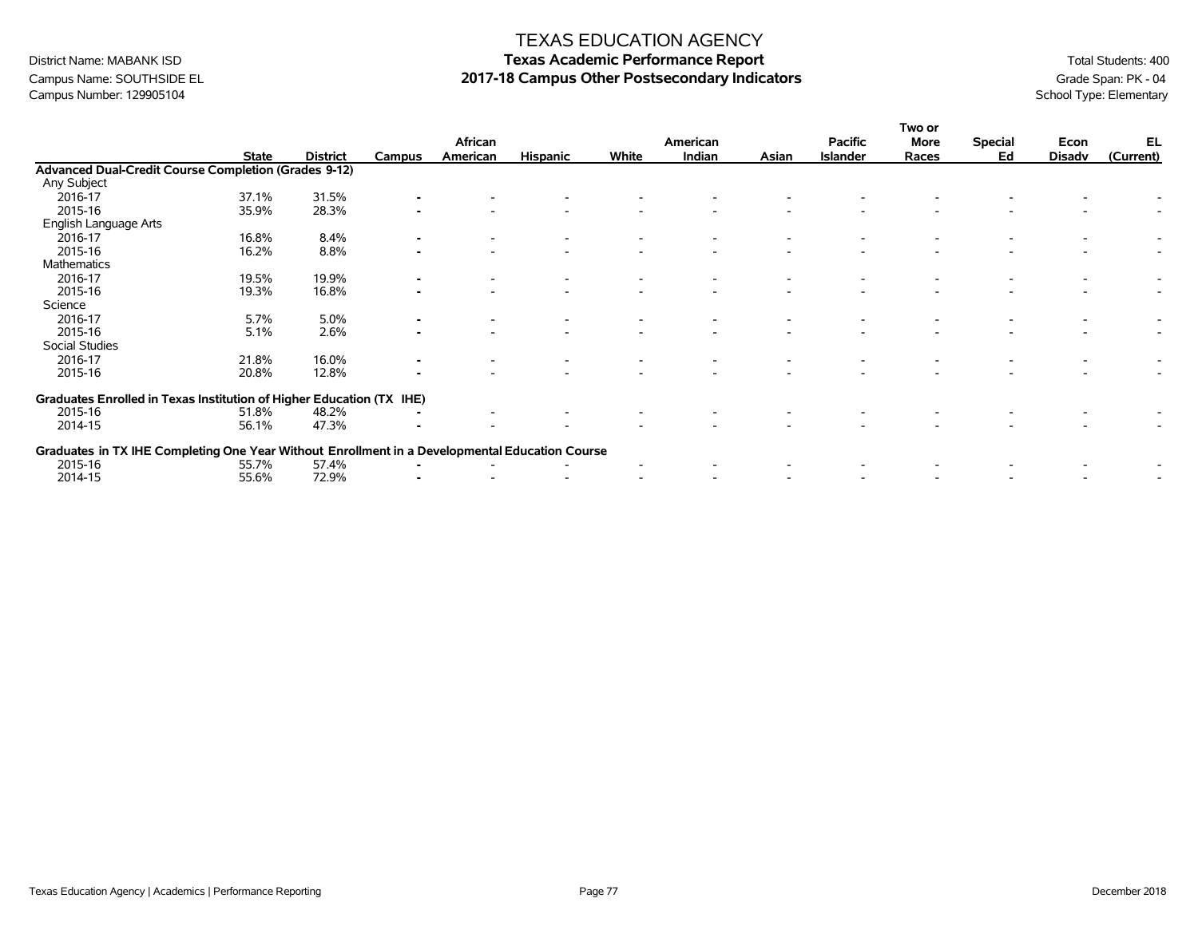# TEXAS EDUCATION AGENCY
## Texas Academic Performance Report
## 2017-18 Campus Other Postsecondary Indicators

District Name: MABANK ISD
Campus Name: SOUTHSIDE EL
Campus Number: 129905104

Total Students: 400
Grade Span: PK - 04
School Type: Elementary

| | State | District | Campus | African American | Hispanic | White | American Indian | Asian | Pacific Islander | Two or More Races | Special Ed | Econ Disadv | EL (Current) |
|---|---|---|---|---|---|---|---|---|---|---|---|---|---|
| **Advanced Dual-Credit Course Completion (Grades 9-12)** | | | | | | | | | | | | | |
| Any Subject | | | | | | | | | | | | | |
| 2016-17 | 37.1% | 31.5% | - | - | - | - | - | - | - | - | - | - | - |
| 2015-16 | 35.9% | 28.3% | - | - | - | - | - | - | - | - | - | - | - |
| English Language Arts | | | | | | | | | | | | | |
| 2016-17 | 16.8% | 8.4% | - | - | - | - | - | - | - | - | - | - | - |
| 2015-16 | 16.2% | 8.8% | - | - | - | - | - | - | - | - | - | - | - |
| Mathematics | | | | | | | | | | | | | |
| 2016-17 | 19.5% | 19.9% | - | - | - | - | - | - | - | - | - | - | - |
| 2015-16 | 19.3% | 16.8% | - | - | - | - | - | - | - | - | - | - | - |
| Science | | | | | | | | | | | | | |
| 2016-17 | 5.7% | 5.0% | - | - | - | - | - | - | - | - | - | - | - |
| 2015-16 | 5.1% | 2.6% | - | - | - | - | - | - | - | - | - | - | - |
| Social Studies | | | | | | | | | | | | | |
| 2016-17 | 21.8% | 16.0% | - | - | - | - | - | - | - | - | - | - | - |
| 2015-16 | 20.8% | 12.8% | - | - | - | - | - | - | - | - | - | - | - |
| **Graduates Enrolled in Texas Institution of Higher Education (TX IHE)** | | | | | | | | | | | | | |
| 2015-16 | 51.8% | 48.2% | - | - | - | - | - | - | - | - | - | - | - |
| 2014-15 | 56.1% | 47.3% | - | - | - | - | - | - | - | - | - | - | - |
| **Graduates in TX IHE Completing One Year Without Enrollment in a Developmental Education Course** | | | | | | | | | | | | | |
| 2015-16 | 55.7% | 57.4% | - | - | - | - | - | - | - | - | - | - | - |
| 2014-15 | 55.6% | 72.9% | - | - | - | - | - | - | - | - | - | - | - |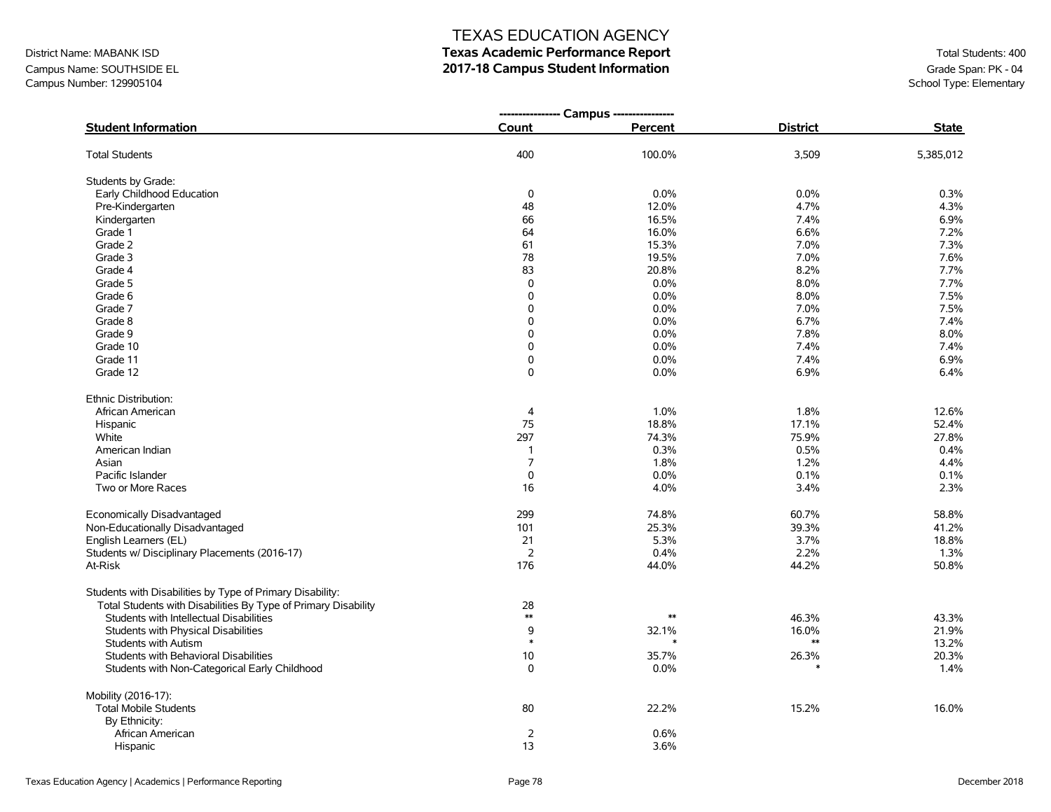TEXAS EDUCATION AGENCY

District Name: MABANK ISD
Campus Name: SOUTHSIDE EL
Campus Number: 129905104

**Texas Academic Performance Report**
**2017-18 Campus Student Information**

Total Students: 400
Grade Span: PK - 04
School Type: Elementary

| Student Information | Campus Count | Campus Percent | District | State |
|---|---|---|---|---|
| Total Students | 400 | 100.0% | 3,509 | 5,385,012 |
| Students by Grade: | | | | |
| Early Childhood Education | 0 | 0.0% | 0.0% | 0.3% |
| Pre-Kindergarten | 48 | 12.0% | 4.7% | 4.3% |
| Kindergarten | 66 | 16.5% | 7.4% | 6.9% |
| Grade 1 | 64 | 16.0% | 6.6% | 7.2% |
| Grade 2 | 61 | 15.3% | 7.0% | 7.3% |
| Grade 3 | 78 | 19.5% | 7.0% | 7.6% |
| Grade 4 | 83 | 20.8% | 8.2% | 7.7% |
| Grade 5 | 0 | 0.0% | 8.0% | 7.7% |
| Grade 6 | 0 | 0.0% | 8.0% | 7.5% |
| Grade 7 | 0 | 0.0% | 7.0% | 7.5% |
| Grade 8 | 0 | 0.0% | 6.7% | 7.4% |
| Grade 9 | 0 | 0.0% | 7.8% | 8.0% |
| Grade 10 | 0 | 0.0% | 7.4% | 7.4% |
| Grade 11 | 0 | 0.0% | 7.4% | 6.9% |
| Grade 12 | 0 | 0.0% | 6.9% | 6.4% |
| Ethnic Distribution: | | | | |
| African American | 4 | 1.0% | 1.8% | 12.6% |
| Hispanic | 75 | 18.8% | 17.1% | 52.4% |
| White | 297 | 74.3% | 75.9% | 27.8% |
| American Indian | 1 | 0.3% | 0.5% | 0.4% |
| Asian | 7 | 1.8% | 1.2% | 4.4% |
| Pacific Islander | 0 | 0.0% | 0.1% | 0.1% |
| Two or More Races | 16 | 4.0% | 3.4% | 2.3% |
| Economically Disadvantaged | 299 | 74.8% | 60.7% | 58.8% |
| Non-Educationally Disadvantaged | 101 | 25.3% | 39.3% | 41.2% |
| English Learners (EL) | 21 | 5.3% | 3.7% | 18.8% |
| Students w/ Disciplinary Placements (2016-17) | 2 | 0.4% | 2.2% | 1.3% |
| At-Risk | 176 | 44.0% | 44.2% | 50.8% |
| Students with Disabilities by Type of Primary Disability: | | | | |
| Total Students with Disabilities By Type of Primary Disability | 28 | | | |
| Students with Intellectual Disabilities | ** | ** | 46.3% | 43.3% |
| Students with Physical Disabilities | 9 | 32.1% | 16.0% | 21.9% |
| Students with Autism | * | * | ** | 13.2% |
| Students with Behavioral Disabilities | 10 | 35.7% | 26.3% | 20.3% |
| Students with Non-Categorical Early Childhood | 0 | 0.0% | * | 1.4% |
| Mobility (2016-17): | | | | |
| Total Mobile Students | 80 | 22.2% | 15.2% | 16.0% |
| By Ethnicity: | | | | |
| African American | 2 | 0.6% | | |
| Hispanic | 13 | 3.6% | | |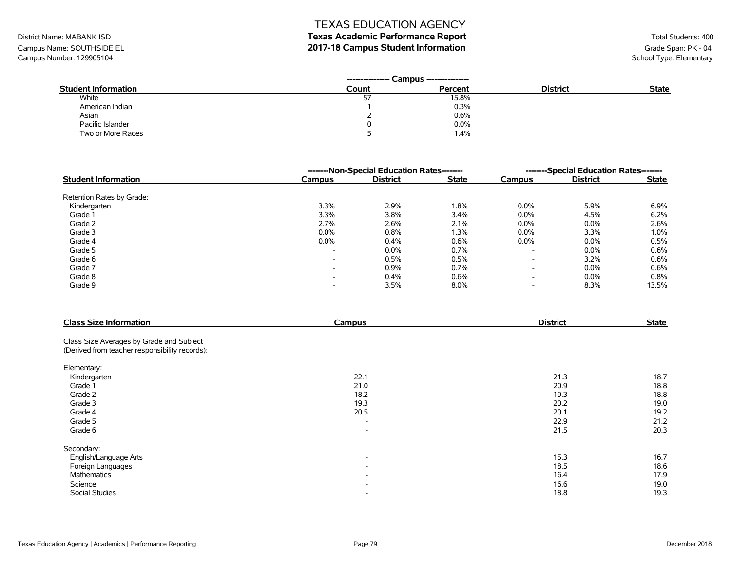TEXAS EDUCATION AGENCY

District Name: MABANK ISD
Campus Name: SOUTHSIDE EL
Campus Number: 129905104

# Texas Academic Performance Report
## 2017-18 Campus Student Information

Total Students: 400
Grade Span: PK - 04
School Type: Elementary

| Student Information | Campus Count | Campus Percent | District | State |
|---|---|---|---|---|
| White | 57 | 15.8% | | |
| American Indian | 1 | 0.3% | | |
| Asian | 2 | 0.6% | | |
| Pacific Islander | 0 | 0.0% | | |
| Two or More Races | 5 | 1.4% | | |

| Student Information | Non-Special Education Rates | | | Special Education Rates | | |
|---|---|---|---|---|---|---|
| | Campus | District | State | Campus | District | State |
| Retention Rates by Grade: | | | | | | |
| Kindergarten | 3.3% | 2.9% | 1.8% | 0.0% | 5.9% | 6.9% |
| Grade 1 | 3.3% | 3.8% | 3.4% | 0.0% | 4.5% | 6.2% |
| Grade 2 | 2.7% | 2.6% | 2.1% | 0.0% | 0.0% | 2.6% |
| Grade 3 | 0.0% | 0.8% | 1.3% | 0.0% | 3.3% | 1.0% |
| Grade 4 | 0.0% | 0.4% | 0.6% | 0.0% | 0.0% | 0.5% |
| Grade 5 | - | 0.0% | 0.7% | - | 0.0% | 0.6% |
| Grade 6 | - | 0.5% | 0.5% | - | 3.2% | 0.6% |
| Grade 7 | - | 0.9% | 0.7% | - | 0.0% | 0.6% |
| Grade 8 | - | 0.4% | 0.6% | - | 0.0% | 0.8% |
| Grade 9 | - | 3.5% | 8.0% | - | 8.3% | 13.5% |

| Class Size Information | Campus | District | State |
|---|---|---|---|
| Class Size Averages by Grade and Subject (Derived from teacher responsibility records): | | | |
| Elementary: | | | |
| Kindergarten | 22.1 | 21.3 | 18.7 |
| Grade 1 | 21.0 | 20.9 | 18.8 |
| Grade 2 | 18.2 | 19.3 | 18.8 |
| Grade 3 | 19.3 | 20.2 | 19.0 |
| Grade 4 | 20.5 | 20.1 | 19.2 |
| Grade 5 | - | 22.9 | 21.2 |
| Grade 6 | - | 21.5 | 20.3 |
| Secondary: | | | |
| English/Language Arts | - | 15.3 | 16.7 |
| Foreign Languages | - | 18.5 | 18.6 |
| Mathematics | - | 16.4 | 17.9 |
| Science | - | 16.6 | 19.0 |
| Social Studies | - | 18.8 | 19.3 |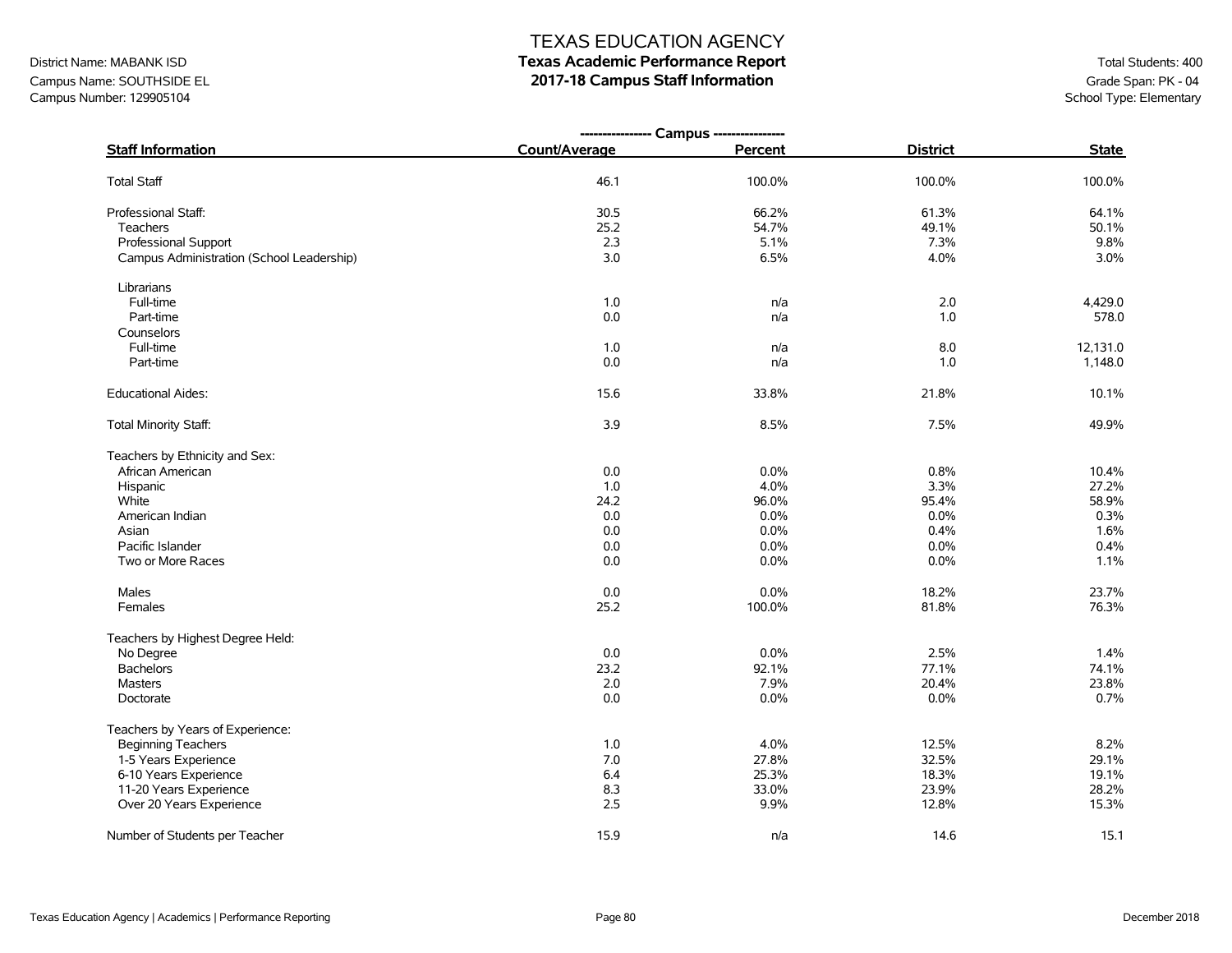# TEXAS EDUCATION AGENCY
## Texas Academic Performance Report
## 2017-18 Campus Staff Information

District Name: MABANK ISD
Campus Name: SOUTHSIDE EL
Campus Number: 129905104

Total Students: 400
Grade Span: PK - 04
School Type: Elementary

| Staff Information | Campus Count/Average | Campus Percent | District | State |
|---|---|---|---|---|
| Total Staff | 46.1 | 100.0% | 100.0% | 100.0% |
| Professional Staff: | 30.5 | 66.2% | 61.3% | 64.1% |
| Teachers | 25.2 | 54.7% | 49.1% | 50.1% |
| Professional Support | 2.3 | 5.1% | 7.3% | 9.8% |
| Campus Administration (School Leadership) | 3.0 | 6.5% | 4.0% | 3.0% |
| Librarians | | | | |
| Full-time | 1.0 | n/a | 2.0 | 4,429.0 |
| Part-time | 0.0 | n/a | 1.0 | 578.0 |
| Counselors | | | | |
| Full-time | 1.0 | n/a | 8.0 | 12,131.0 |
| Part-time | 0.0 | n/a | 1.0 | 1,148.0 |
| Educational Aides: | 15.6 | 33.8% | 21.8% | 10.1% |
| Total Minority Staff: | 3.9 | 8.5% | 7.5% | 49.9% |
| Teachers by Ethnicity and Sex: | | | | |
| African American | 0.0 | 0.0% | 0.8% | 10.4% |
| Hispanic | 1.0 | 4.0% | 3.3% | 27.2% |
| White | 24.2 | 96.0% | 95.4% | 58.9% |
| American Indian | 0.0 | 0.0% | 0.0% | 0.3% |
| Asian | 0.0 | 0.0% | 0.4% | 1.6% |
| Pacific Islander | 0.0 | 0.0% | 0.0% | 0.4% |
| Two or More Races | 0.0 | 0.0% | 0.0% | 1.1% |
| Males | 0.0 | 0.0% | 18.2% | 23.7% |
| Females | 25.2 | 100.0% | 81.8% | 76.3% |
| Teachers by Highest Degree Held: | | | | |
| No Degree | 0.0 | 0.0% | 2.5% | 1.4% |
| Bachelors | 23.2 | 92.1% | 77.1% | 74.1% |
| Masters | 2.0 | 7.9% | 20.4% | 23.8% |
| Doctorate | 0.0 | 0.0% | 0.0% | 0.7% |
| Teachers by Years of Experience: | | | | |
| Beginning Teachers | 1.0 | 4.0% | 12.5% | 8.2% |
| 1-5 Years Experience | 7.0 | 27.8% | 32.5% | 29.1% |
| 6-10 Years Experience | 6.4 | 25.3% | 18.3% | 19.1% |
| 11-20 Years Experience | 8.3 | 33.0% | 23.9% | 28.2% |
| Over 20 Years Experience | 2.5 | 9.9% | 12.8% | 15.3% |
| Number of Students per Teacher | 15.9 | n/a | 14.6 | 15.1 |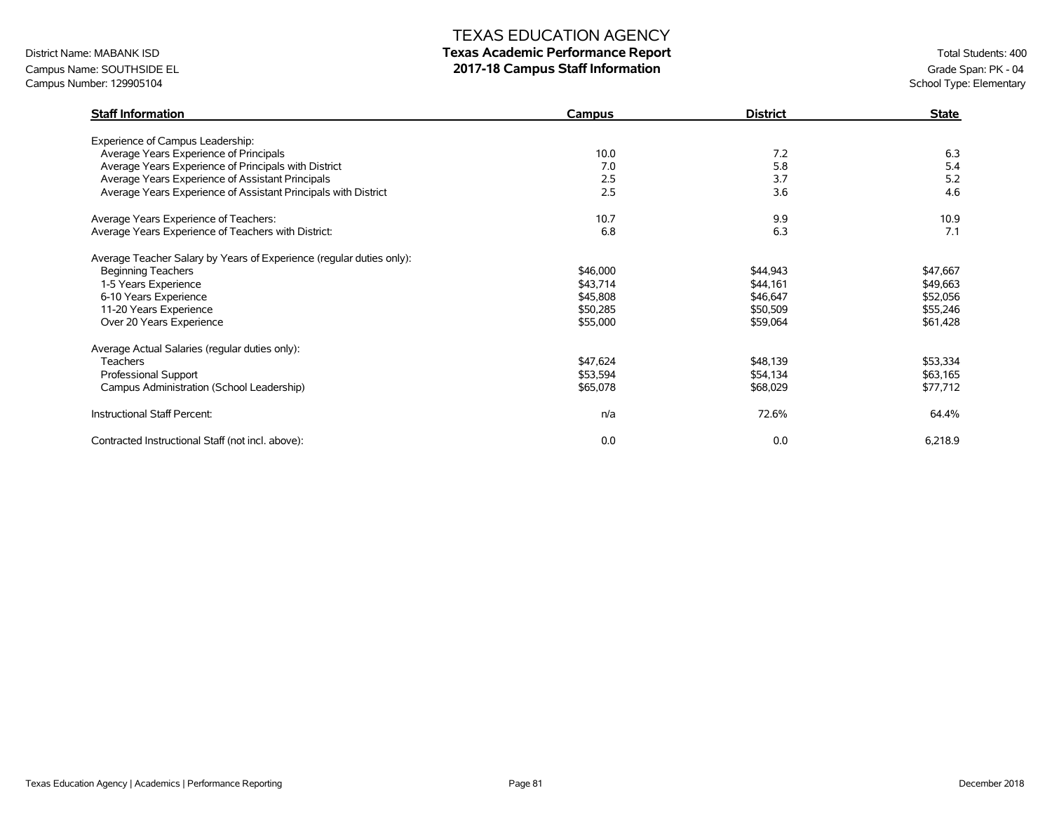# TEXAS EDUCATION AGENCY

## Texas Academic Performance Report

## 2017-18 Campus Staff Information

District Name: MABANK ISD
Campus Name: SOUTHSIDE EL
Campus Number: 129905104

Total Students: 400
Grade Span: PK - 04
School Type: Elementary

| Staff Information | Campus | District | State |
|---|---|---|---|
| Experience of Campus Leadership: | | | |
| Average Years Experience of Principals | 10.0 | 7.2 | 6.3 |
| Average Years Experience of Principals with District | 7.0 | 5.8 | 5.4 |
| Average Years Experience of Assistant Principals | 2.5 | 3.7 | 5.2 |
| Average Years Experience of Assistant Principals with District | 2.5 | 3.6 | 4.6 |
| Average Years Experience of Teachers: | 10.7 | 9.9 | 10.9 |
| Average Years Experience of Teachers with District: | 6.8 | 6.3 | 7.1 |
| Average Teacher Salary by Years of Experience (regular duties only): | | | |
| Beginning Teachers | $46,000 | $44,943 | $47,667 |
| 1-5 Years Experience | $43,714 | $44,161 | $49,663 |
| 6-10 Years Experience | $45,808 | $46,647 | $52,056 |
| 11-20 Years Experience | $50,285 | $50,509 | $55,246 |
| Over 20 Years Experience | $55,000 | $59,064 | $61,428 |
| Average Actual Salaries (regular duties only): | | | |
| Teachers | $47,624 | $48,139 | $53,334 |
| Professional Support | $53,594 | $54,134 | $63,165 |
| Campus Administration (School Leadership) | $65,078 | $68,029 | $77,712 |
| Instructional Staff Percent: | n/a | 72.6% | 64.4% |
| Contracted Instructional Staff (not incl. above): | 0.0 | 0.0 | 6,218.9 |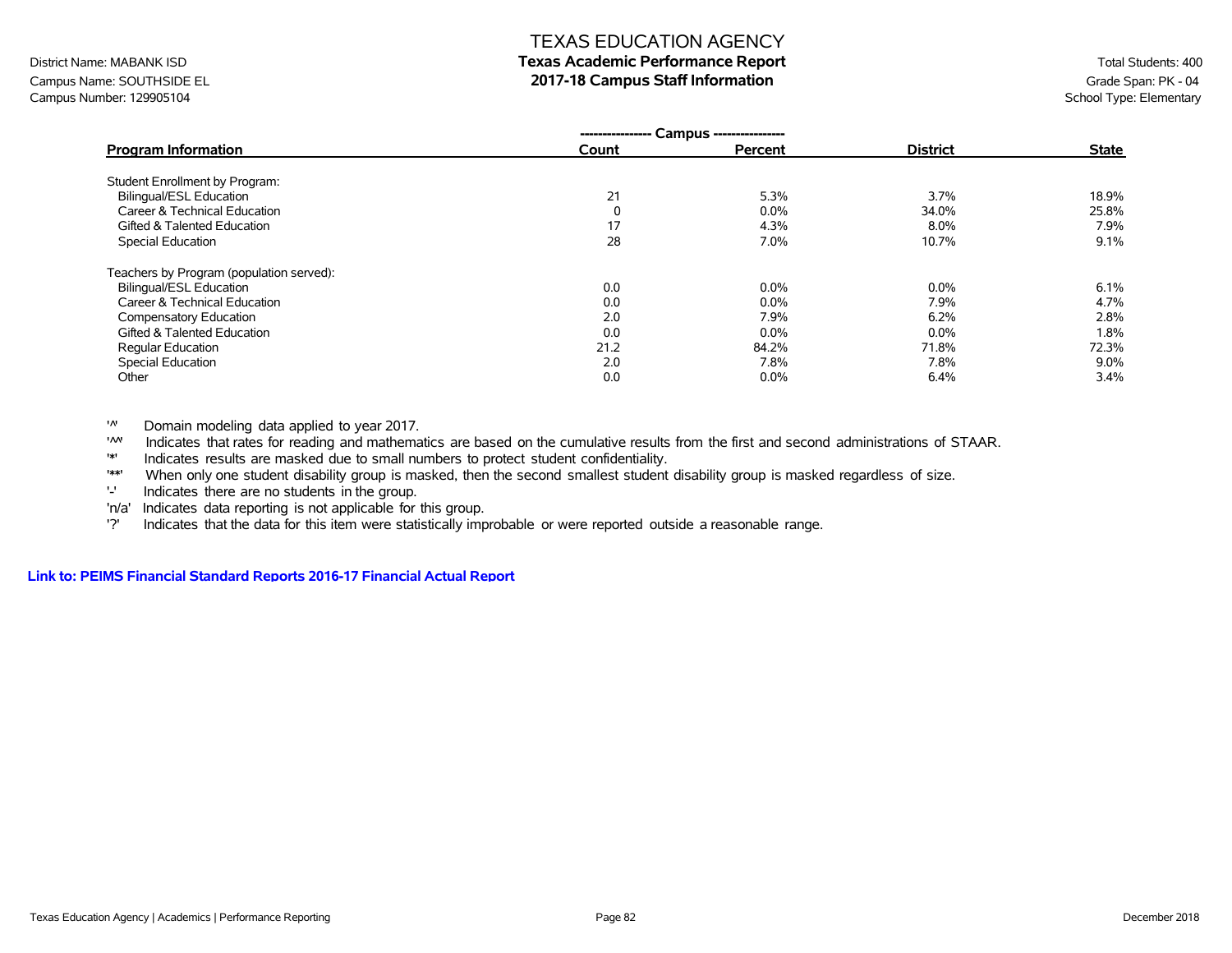TEXAS EDUCATION AGENCY

District Name: MABANK ISD
Campus Name: SOUTHSIDE EL
Campus Number: 129905104

**Texas Academic Performance Report**
**2017-18 Campus Staff Information**

Total Students: 400
Grade Span: PK - 04
School Type: Elementary

| Program Information | Campus Count | Campus Percent | District | State |
|---|---|---|---|---|
| Student Enrollment by Program: | | | | |
| Bilingual/ESL Education | 21 | 5.3% | 3.7% | 18.9% |
| Career & Technical Education | 0 | 0.0% | 34.0% | 25.8% |
| Gifted & Talented Education | 17 | 4.3% | 8.0% | 7.9% |
| Special Education | 28 | 7.0% | 10.7% | 9.1% |
| Teachers by Program (population served): | | | | |
| Bilingual/ESL Education | 0.0 | 0.0% | 0.0% | 6.1% |
| Career & Technical Education | 0.0 | 0.0% | 7.9% | 4.7% |
| Compensatory Education | 2.0 | 7.9% | 6.2% | 2.8% |
| Gifted & Talented Education | 0.0 | 0.0% | 0.0% | 1.8% |
| Regular Education | 21.2 | 84.2% | 71.8% | 72.3% |
| Special Education | 2.0 | 7.8% | 7.8% | 9.0% |
| Other | 0.0 | 0.0% | 6.4% | 3.4% |

'^' Domain modeling data applied to year 2017.
'^^' Indicates that rates for reading and mathematics are based on the cumulative results from the first and second administrations of STAAR.
'*' Indicates results are masked due to small numbers to protect student confidentiality.
'**' When only one student disability group is masked, then the second smallest student disability group is masked regardless of size.
'-' Indicates there are no students in the group.
'n/a' Indicates data reporting is not applicable for this group.
'?' Indicates that the data for this item were statistically improbable or were reported outside a reasonable range.

**Link to: PEIMS Financial Standard Reports 2016-17 Financial Actual Report**